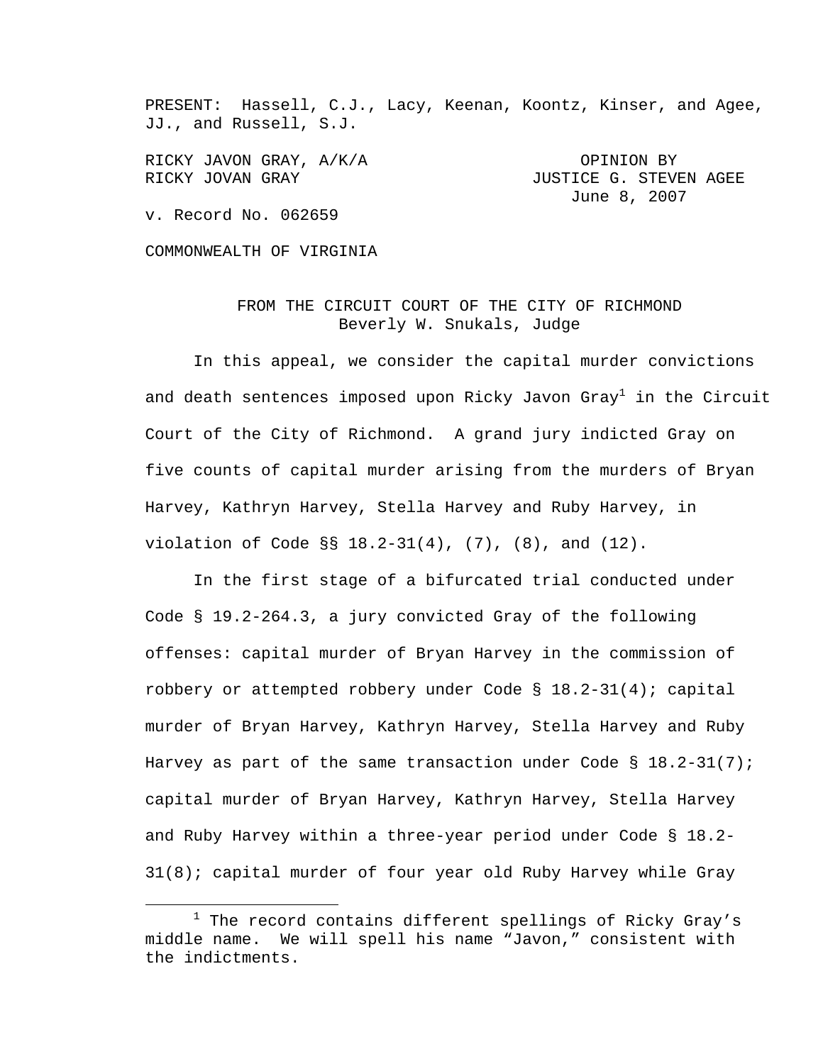PRESENT: Hassell, C.J., Lacy, Keenan, Koontz, Kinser, and Agee, JJ., and Russell, S.J.

RICKY JAVON GRAY, A/K/A RICKY JOVAN GRAY

OPINION BY JUSTICE G. STEVEN AGEE
June 8, 2007

v. Record No. 062659

COMMONWEALTH OF VIRGINIA

FROM THE CIRCUIT COURT OF THE CITY OF RICHMOND
Beverly W. Snukals, Judge

In this appeal, we consider the capital murder convictions and death sentences imposed upon Ricky Javon Gray[1] in the Circuit Court of the City of Richmond. A grand jury indicted Gray on five counts of capital murder arising from the murders of Bryan Harvey, Kathryn Harvey, Stella Harvey and Ruby Harvey, in violation of Code §§ 18.2-31(4), (7), (8), and (12).

In the first stage of a bifurcated trial conducted under Code § 19.2-264.3, a jury convicted Gray of the following offenses: capital murder of Bryan Harvey in the commission of robbery or attempted robbery under Code § 18.2-31(4); capital murder of Bryan Harvey, Kathryn Harvey, Stella Harvey and Ruby Harvey as part of the same transaction under Code § 18.2-31(7); capital murder of Bryan Harvey, Kathryn Harvey, Stella Harvey and Ruby Harvey within a three-year period under Code § 18.2-31(8); capital murder of four year old Ruby Harvey while Gray

[1] The record contains different spellings of Ricky Gray's middle name. We will spell his name "Javon," consistent with the indictments.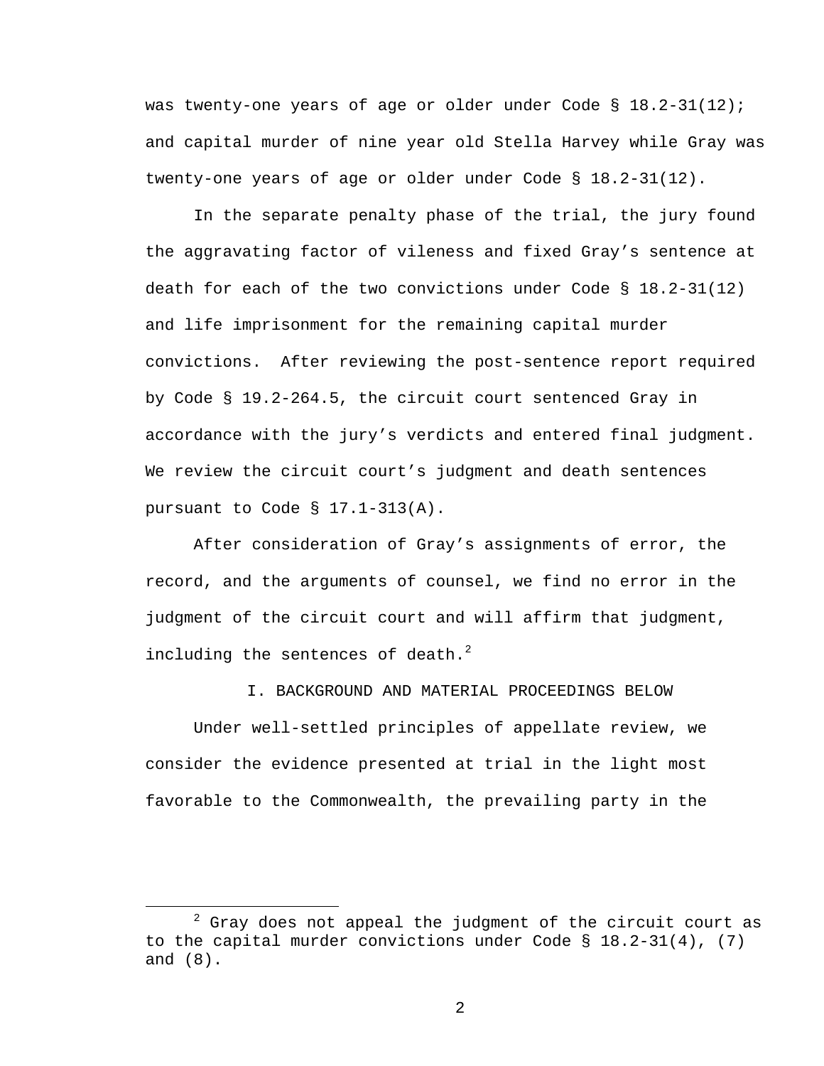was twenty-one years of age or older under Code § 18.2-31(12); and capital murder of nine year old Stella Harvey while Gray was twenty-one years of age or older under Code § 18.2-31(12).

In the separate penalty phase of the trial, the jury found the aggravating factor of vileness and fixed Gray's sentence at death for each of the two convictions under Code § 18.2-31(12) and life imprisonment for the remaining capital murder convictions. After reviewing the post-sentence report required by Code § 19.2-264.5, the circuit court sentenced Gray in accordance with the jury's verdicts and entered final judgment. We review the circuit court's judgment and death sentences pursuant to Code § 17.1-313(A).

After consideration of Gray's assignments of error, the record, and the arguments of counsel, we find no error in the judgment of the circuit court and will affirm that judgment, including the sentences of death.[2]

## I. BACKGROUND AND MATERIAL PROCEEDINGS BELOW

Under well-settled principles of appellate review, we consider the evidence presented at trial in the light most favorable to the Commonwealth, the prevailing party in the

[2] Gray does not appeal the judgment of the circuit court as to the capital murder convictions under Code § 18.2-31(4), (7) and (8).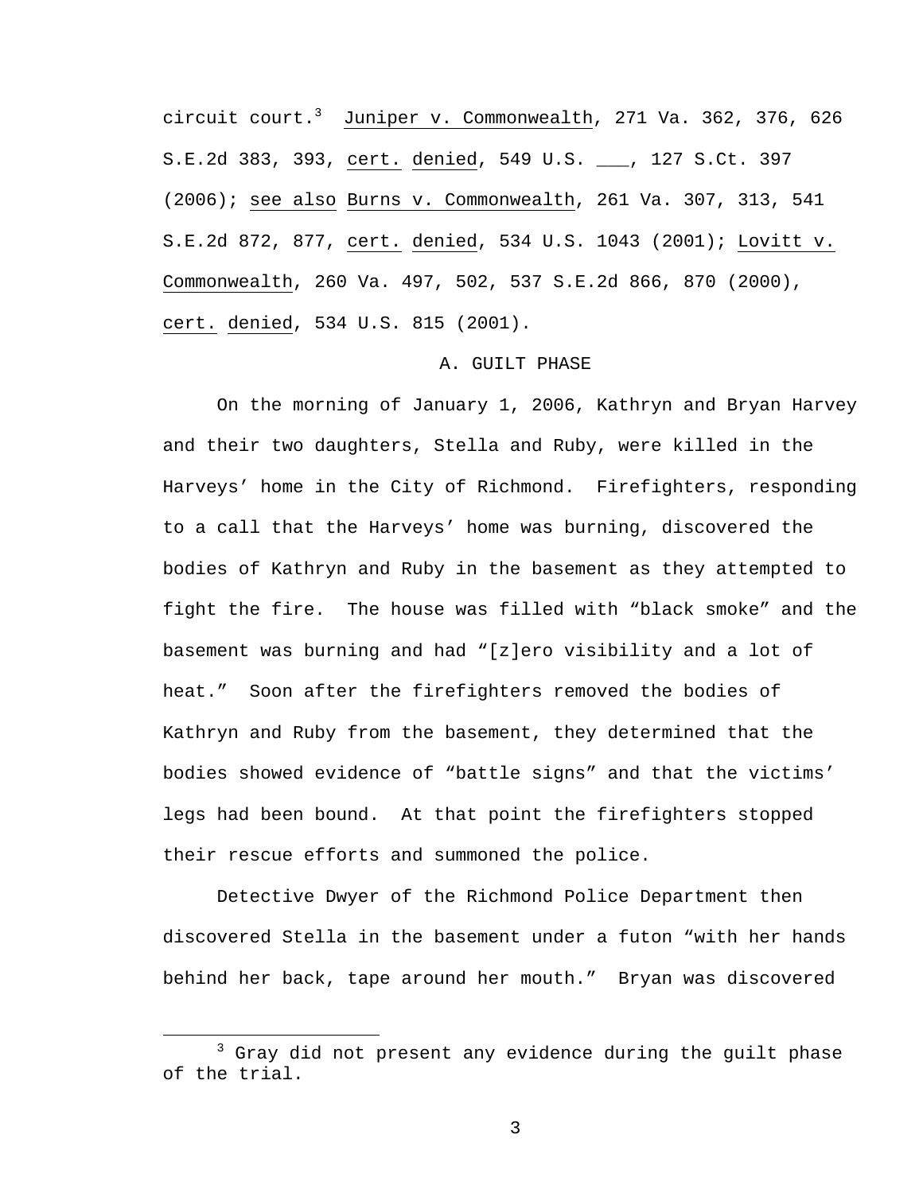circuit court.[3] Juniper v. Commonwealth, 271 Va. 362, 376, 626 S.E.2d 383, 393, cert. denied, 549 U.S. ___, 127 S.Ct. 397 (2006); see also Burns v. Commonwealth, 261 Va. 307, 313, 541 S.E.2d 872, 877, cert. denied, 534 U.S. 1043 (2001); Lovitt v. Commonwealth, 260 Va. 497, 502, 537 S.E.2d 866, 870 (2000), cert. denied, 534 U.S. 815 (2001).

## A. GUILT PHASE

On the morning of January 1, 2006, Kathryn and Bryan Harvey and their two daughters, Stella and Ruby, were killed in the Harveys' home in the City of Richmond. Firefighters, responding to a call that the Harveys' home was burning, discovered the bodies of Kathryn and Ruby in the basement as they attempted to fight the fire. The house was filled with "black smoke" and the basement was burning and had "[z]ero visibility and a lot of heat." Soon after the firefighters removed the bodies of Kathryn and Ruby from the basement, they determined that the bodies showed evidence of "battle signs" and that the victims' legs had been bound. At that point the firefighters stopped their rescue efforts and summoned the police.

Detective Dwyer of the Richmond Police Department then discovered Stella in the basement under a futon "with her hands behind her back, tape around her mouth." Bryan was discovered

[3] Gray did not present any evidence during the guilt phase of the trial.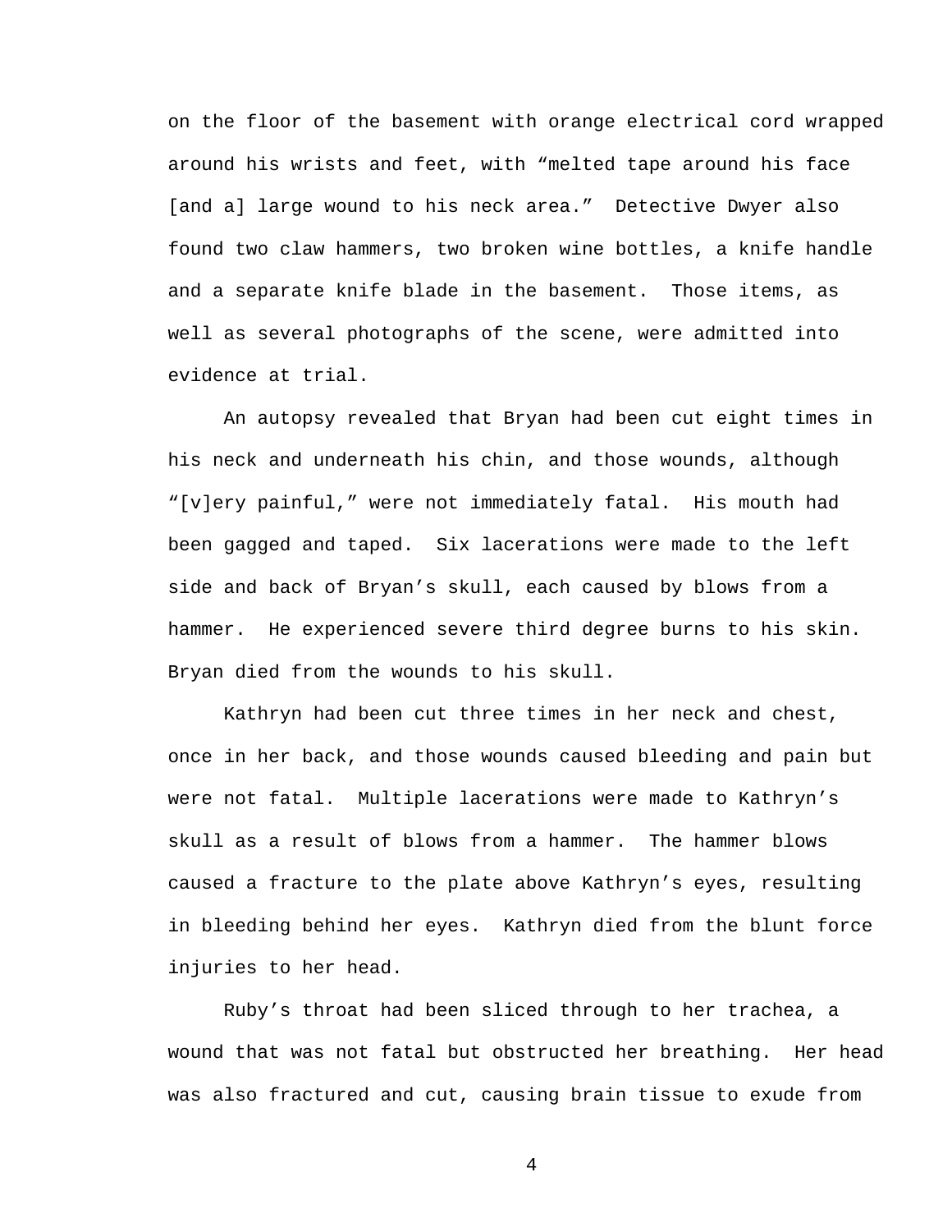on the floor of the basement with orange electrical cord wrapped around his wrists and feet, with "melted tape around his face [and a] large wound to his neck area." Detective Dwyer also found two claw hammers, two broken wine bottles, a knife handle and a separate knife blade in the basement. Those items, as well as several photographs of the scene, were admitted into evidence at trial.

An autopsy revealed that Bryan had been cut eight times in his neck and underneath his chin, and those wounds, although "[v]ery painful," were not immediately fatal. His mouth had been gagged and taped. Six lacerations were made to the left side and back of Bryan's skull, each caused by blows from a hammer. He experienced severe third degree burns to his skin. Bryan died from the wounds to his skull.

Kathryn had been cut three times in her neck and chest, once in her back, and those wounds caused bleeding and pain but were not fatal. Multiple lacerations were made to Kathryn's skull as a result of blows from a hammer. The hammer blows caused a fracture to the plate above Kathryn's eyes, resulting in bleeding behind her eyes. Kathryn died from the blunt force injuries to her head.

Ruby's throat had been sliced through to her trachea, a wound that was not fatal but obstructed her breathing. Her head was also fractured and cut, causing brain tissue to exude from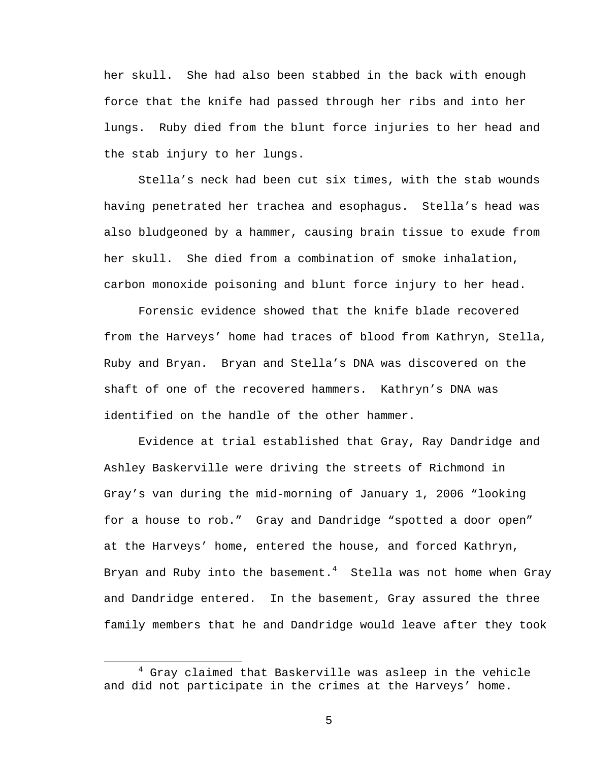her skull. She had also been stabbed in the back with enough force that the knife had passed through her ribs and into her lungs. Ruby died from the blunt force injuries to her head and the stab injury to her lungs.

Stella's neck had been cut six times, with the stab wounds having penetrated her trachea and esophagus. Stella's head was also bludgeoned by a hammer, causing brain tissue to exude from her skull. She died from a combination of smoke inhalation, carbon monoxide poisoning and blunt force injury to her head.

Forensic evidence showed that the knife blade recovered from the Harveys' home had traces of blood from Kathryn, Stella, Ruby and Bryan. Bryan and Stella's DNA was discovered on the shaft of one of the recovered hammers. Kathryn's DNA was identified on the handle of the other hammer.

Evidence at trial established that Gray, Ray Dandridge and Ashley Baskerville were driving the streets of Richmond in Gray's van during the mid-morning of January 1, 2006 "looking for a house to rob." Gray and Dandridge "spotted a door open" at the Harveys' home, entered the house, and forced Kathryn, Bryan and Ruby into the basement.[4] Stella was not home when Gray and Dandridge entered. In the basement, Gray assured the three family members that he and Dandridge would leave after they took

[4] Gray claimed that Baskerville was asleep in the vehicle and did not participate in the crimes at the Harveys' home.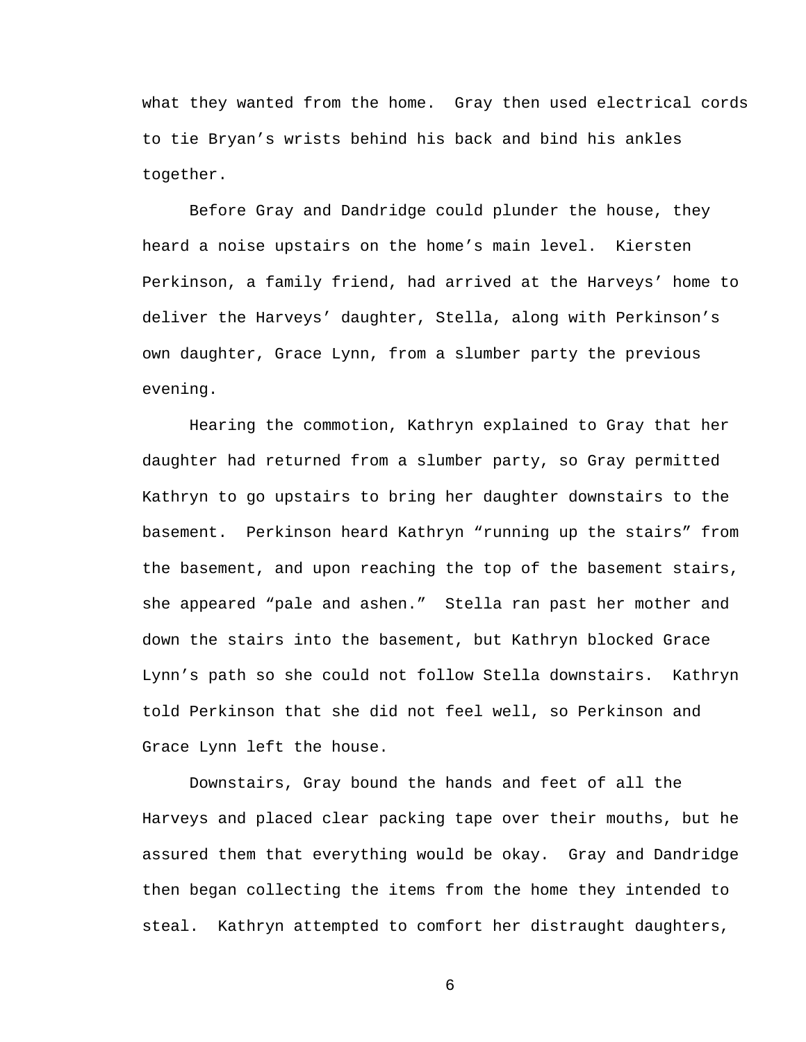what they wanted from the home. Gray then used electrical cords to tie Bryan's wrists behind his back and bind his ankles together.

Before Gray and Dandridge could plunder the house, they heard a noise upstairs on the home's main level. Kiersten Perkinson, a family friend, had arrived at the Harveys' home to deliver the Harveys' daughter, Stella, along with Perkinson's own daughter, Grace Lynn, from a slumber party the previous evening.

Hearing the commotion, Kathryn explained to Gray that her daughter had returned from a slumber party, so Gray permitted Kathryn to go upstairs to bring her daughter downstairs to the basement. Perkinson heard Kathryn "running up the stairs" from the basement, and upon reaching the top of the basement stairs, she appeared "pale and ashen." Stella ran past her mother and down the stairs into the basement, but Kathryn blocked Grace Lynn's path so she could not follow Stella downstairs. Kathryn told Perkinson that she did not feel well, so Perkinson and Grace Lynn left the house.

Downstairs, Gray bound the hands and feet of all the Harveys and placed clear packing tape over their mouths, but he assured them that everything would be okay. Gray and Dandridge then began collecting the items from the home they intended to steal. Kathryn attempted to comfort her distraught daughters,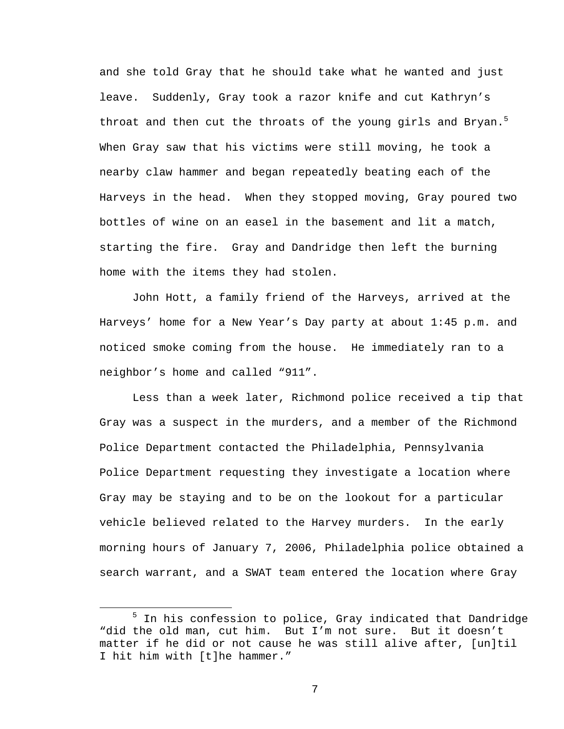and she told Gray that he should take what he wanted and just leave. Suddenly, Gray took a razor knife and cut Kathryn's throat and then cut the throats of the young girls and Bryan.[5] When Gray saw that his victims were still moving, he took a nearby claw hammer and began repeatedly beating each of the Harveys in the head. When they stopped moving, Gray poured two bottles of wine on an easel in the basement and lit a match, starting the fire. Gray and Dandridge then left the burning home with the items they had stolen.

John Hott, a family friend of the Harveys, arrived at the Harveys' home for a New Year's Day party at about 1:45 p.m. and noticed smoke coming from the house. He immediately ran to a neighbor's home and called "911".

Less than a week later, Richmond police received a tip that Gray was a suspect in the murders, and a member of the Richmond Police Department contacted the Philadelphia, Pennsylvania Police Department requesting they investigate a location where Gray may be staying and to be on the lookout for a particular vehicle believed related to the Harvey murders. In the early morning hours of January 7, 2006, Philadelphia police obtained a search warrant, and a SWAT team entered the location where Gray

[5] In his confession to police, Gray indicated that Dandridge "did the old man, cut him. But I'm not sure. But it doesn't matter if he did or not cause he was still alive after, [un]til I hit him with [t]he hammer."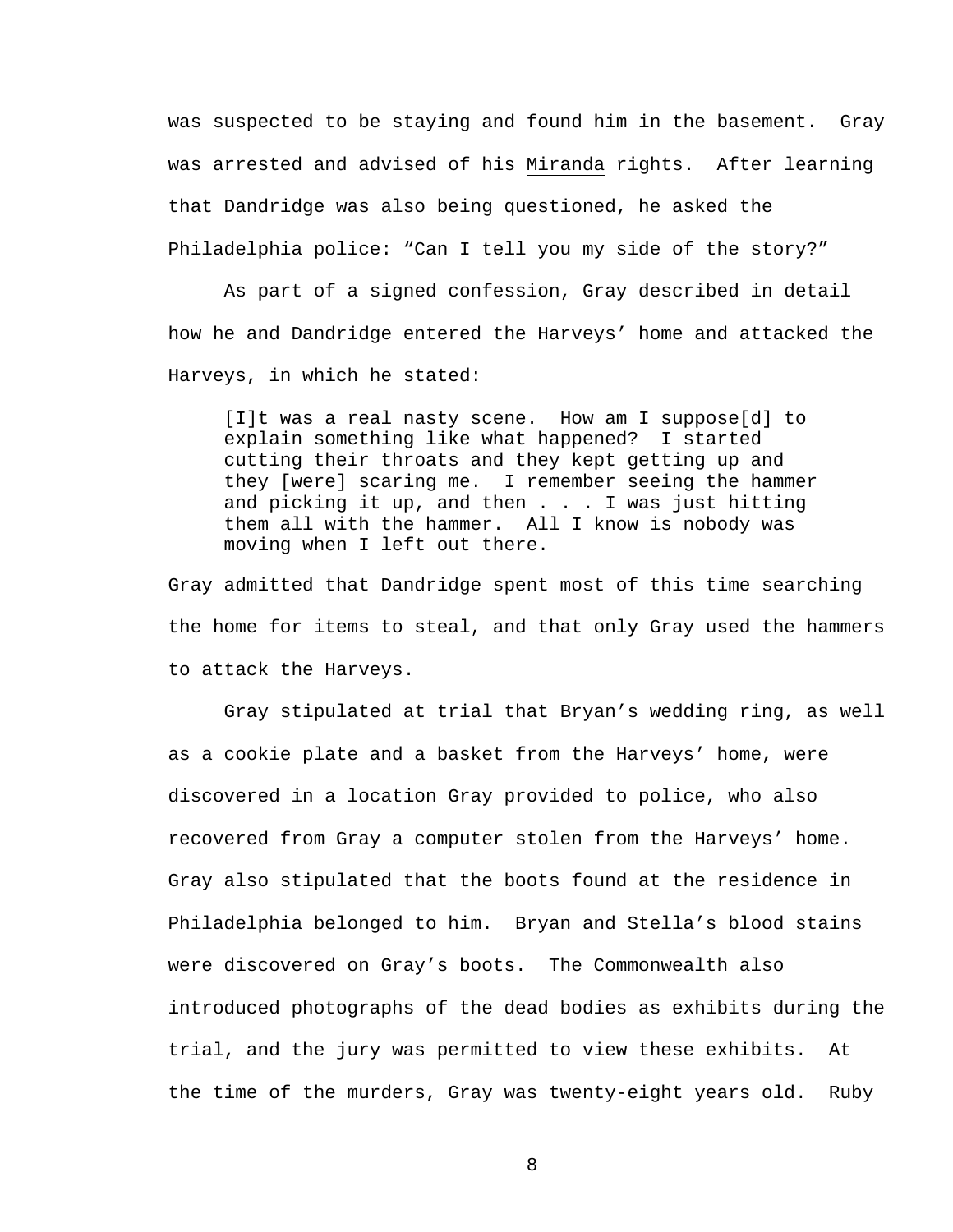was suspected to be staying and found him in the basement. Gray was arrested and advised of his Miranda rights. After learning that Dandridge was also being questioned, he asked the Philadelphia police: "Can I tell you my side of the story?"

As part of a signed confession, Gray described in detail how he and Dandridge entered the Harveys' home and attacked the Harveys, in which he stated:

> [I]t was a real nasty scene. How am I suppose[d] to explain something like what happened? I started cutting their throats and they kept getting up and they [were] scaring me. I remember seeing the hammer and picking it up, and then . . . I was just hitting them all with the hammer. All I know is nobody was moving when I left out there.

Gray admitted that Dandridge spent most of this time searching the home for items to steal, and that only Gray used the hammers to attack the Harveys.

Gray stipulated at trial that Bryan's wedding ring, as well as a cookie plate and a basket from the Harveys' home, were discovered in a location Gray provided to police, who also recovered from Gray a computer stolen from the Harveys' home. Gray also stipulated that the boots found at the residence in Philadelphia belonged to him. Bryan and Stella's blood stains were discovered on Gray's boots. The Commonwealth also introduced photographs of the dead bodies as exhibits during the trial, and the jury was permitted to view these exhibits. At the time of the murders, Gray was twenty-eight years old. Ruby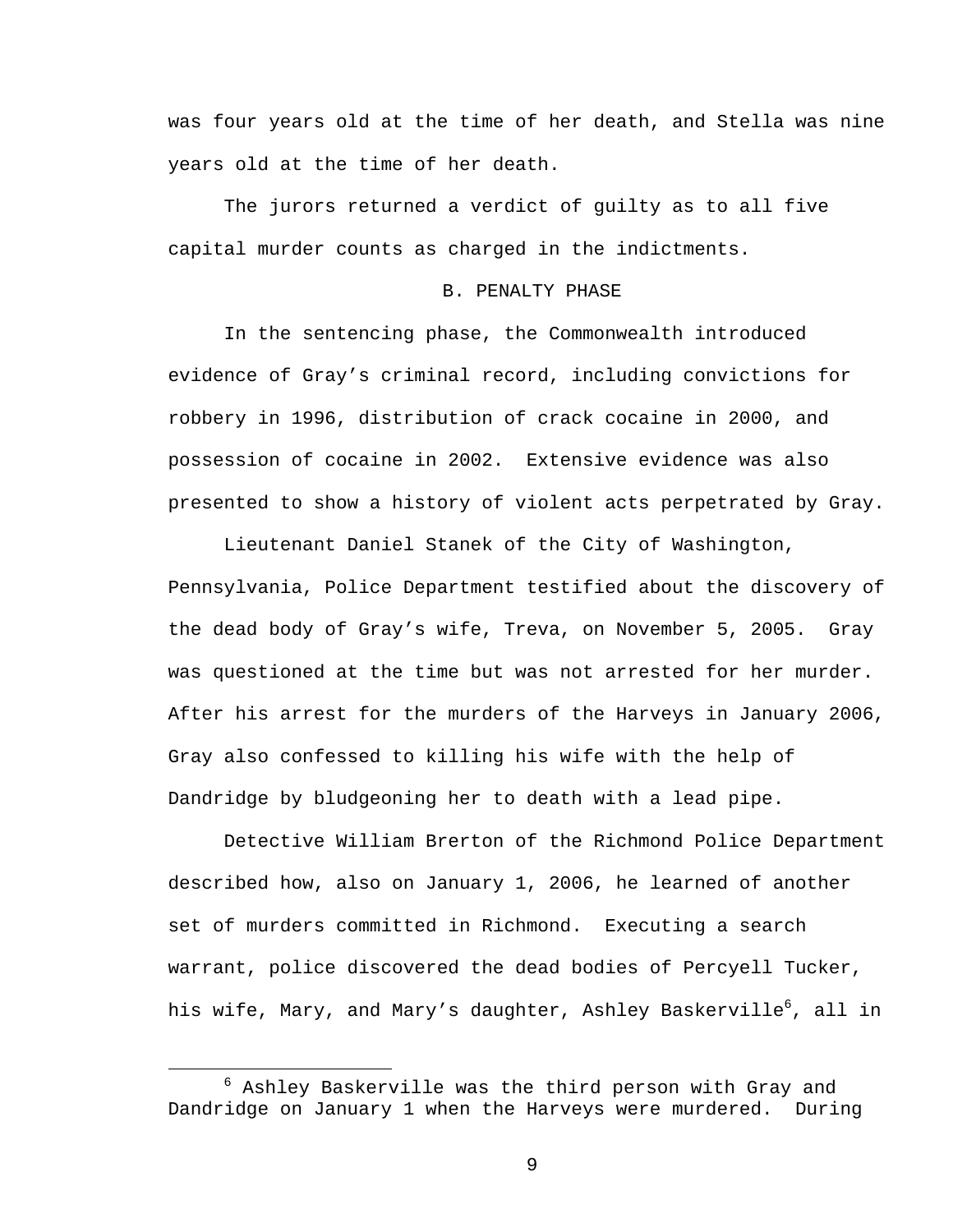was four years old at the time of her death, and Stella was nine years old at the time of her death.

The jurors returned a verdict of guilty as to all five capital murder counts as charged in the indictments.

### B. PENALTY PHASE

In the sentencing phase, the Commonwealth introduced evidence of Gray's criminal record, including convictions for robbery in 1996, distribution of crack cocaine in 2000, and possession of cocaine in 2002. Extensive evidence was also presented to show a history of violent acts perpetrated by Gray.

Lieutenant Daniel Stanek of the City of Washington, Pennsylvania, Police Department testified about the discovery of the dead body of Gray's wife, Treva, on November 5, 2005. Gray was questioned at the time but was not arrested for her murder. After his arrest for the murders of the Harveys in January 2006, Gray also confessed to killing his wife with the help of Dandridge by bludgeoning her to death with a lead pipe.

Detective William Brerton of the Richmond Police Department described how, also on January 1, 2006, he learned of another set of murders committed in Richmond. Executing a search warrant, police discovered the dead bodies of Percyell Tucker, his wife, Mary, and Mary's daughter, Ashley Baskerville[6], all in

[6] Ashley Baskerville was the third person with Gray and Dandridge on January 1 when the Harveys were murdered. During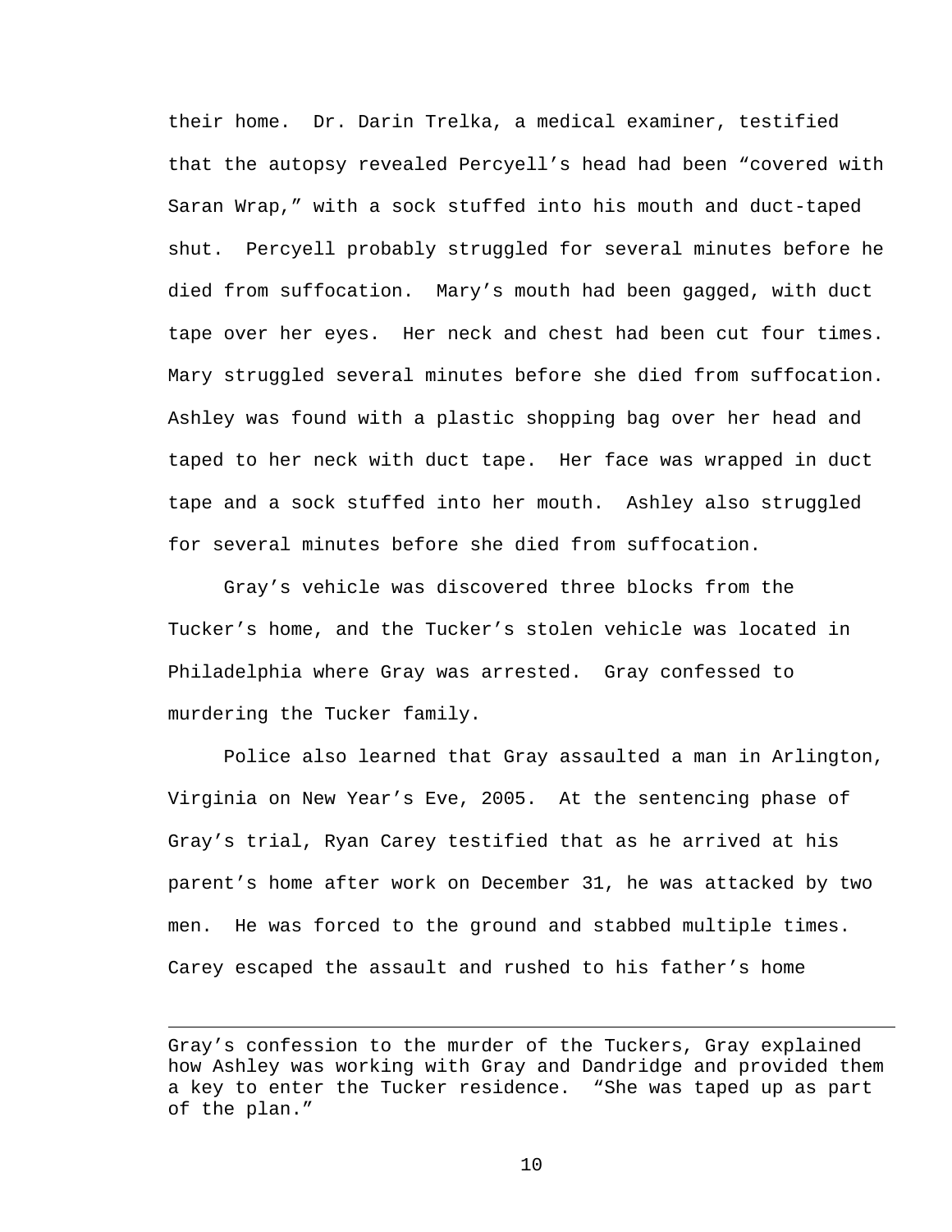their home. Dr. Darin Trelka, a medical examiner, testified that the autopsy revealed Percyell's head had been "covered with Saran Wrap," with a sock stuffed into his mouth and duct-taped shut. Percyell probably struggled for several minutes before he died from suffocation. Mary's mouth had been gagged, with duct tape over her eyes. Her neck and chest had been cut four times. Mary struggled several minutes before she died from suffocation. Ashley was found with a plastic shopping bag over her head and taped to her neck with duct tape. Her face was wrapped in duct tape and a sock stuffed into her mouth. Ashley also struggled for several minutes before she died from suffocation.

Gray's vehicle was discovered three blocks from the Tucker's home, and the Tucker's stolen vehicle was located in Philadelphia where Gray was arrested. Gray confessed to murdering the Tucker family.

Police also learned that Gray assaulted a man in Arlington, Virginia on New Year's Eve, 2005. At the sentencing phase of Gray's trial, Ryan Carey testified that as he arrived at his parent's home after work on December 31, he was attacked by two men. He was forced to the ground and stabbed multiple times. Carey escaped the assault and rushed to his father's home

---

Gray's confession to the murder of the Tuckers, Gray explained how Ashley was working with Gray and Dandridge and provided them a key to enter the Tucker residence. "She was taped up as part of the plan."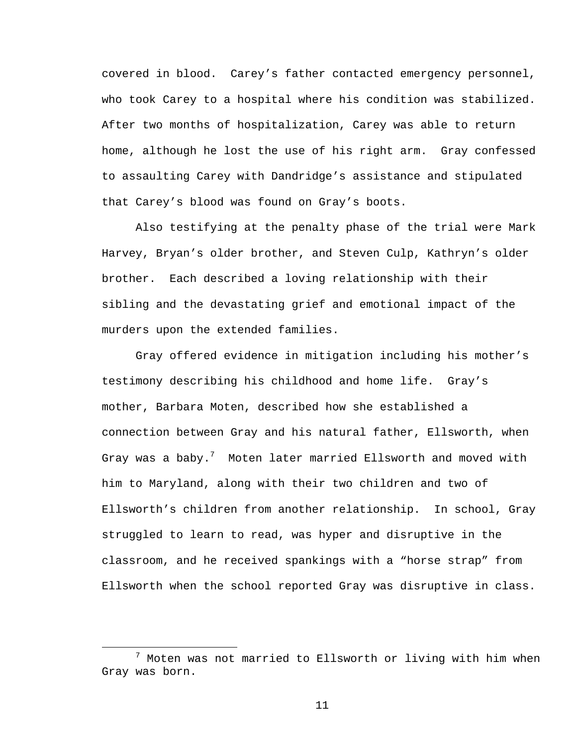covered in blood. Carey's father contacted emergency personnel, who took Carey to a hospital where his condition was stabilized. After two months of hospitalization, Carey was able to return home, although he lost the use of his right arm. Gray confessed to assaulting Carey with Dandridge's assistance and stipulated that Carey's blood was found on Gray's boots.

Also testifying at the penalty phase of the trial were Mark Harvey, Bryan's older brother, and Steven Culp, Kathryn's older brother. Each described a loving relationship with their sibling and the devastating grief and emotional impact of the murders upon the extended families.

Gray offered evidence in mitigation including his mother's testimony describing his childhood and home life. Gray's mother, Barbara Moten, described how she established a connection between Gray and his natural father, Ellsworth, when Gray was a baby.[7] Moten later married Ellsworth and moved with him to Maryland, along with their two children and two of Ellsworth's children from another relationship. In school, Gray struggled to learn to read, was hyper and disruptive in the classroom, and he received spankings with a "horse strap" from Ellsworth when the school reported Gray was disruptive in class.

[7] Moten was not married to Ellsworth or living with him when Gray was born.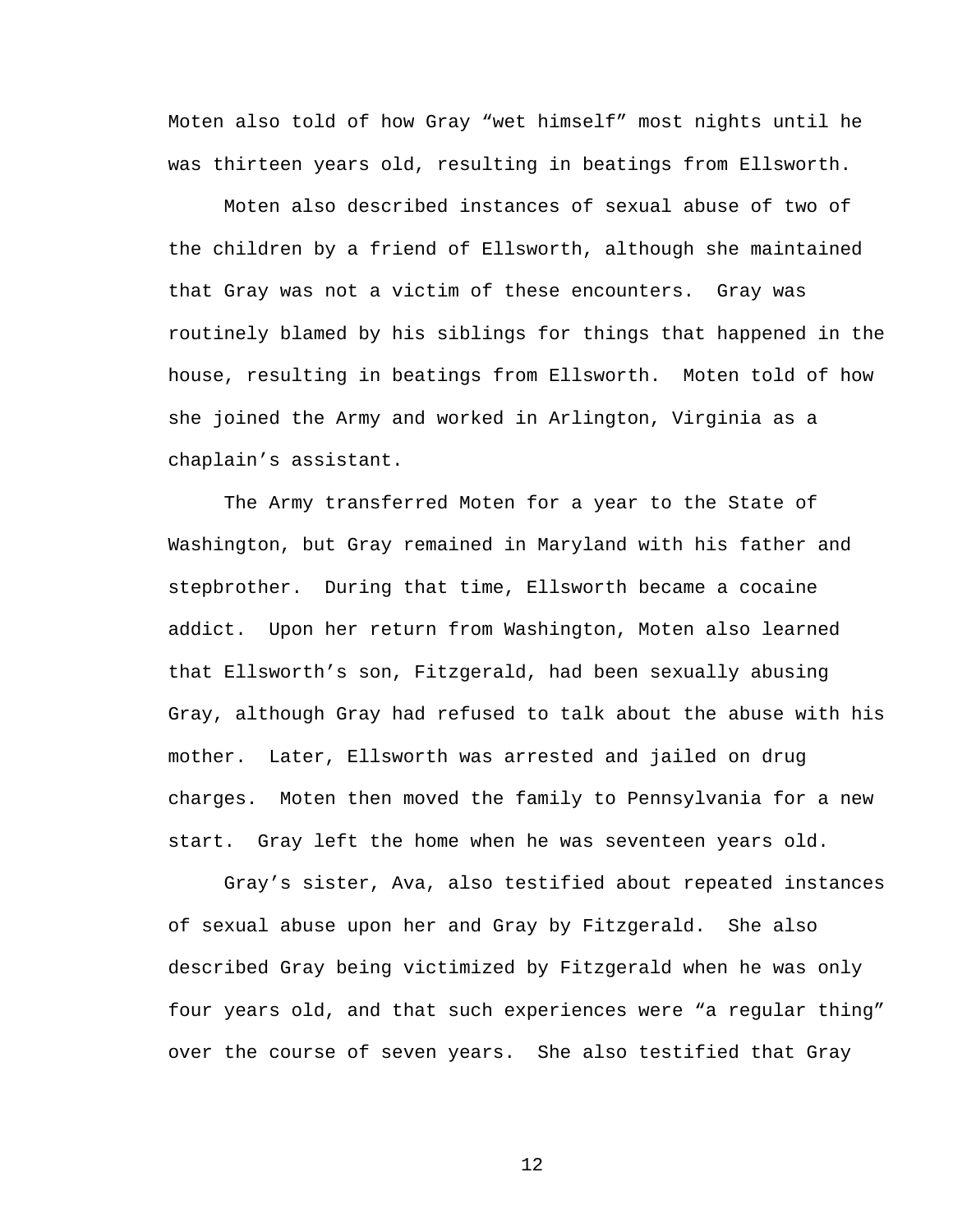Moten also told of how Gray "wet himself" most nights until he was thirteen years old, resulting in beatings from Ellsworth.

Moten also described instances of sexual abuse of two of the children by a friend of Ellsworth, although she maintained that Gray was not a victim of these encounters. Gray was routinely blamed by his siblings for things that happened in the house, resulting in beatings from Ellsworth. Moten told of how she joined the Army and worked in Arlington, Virginia as a chaplain's assistant.

The Army transferred Moten for a year to the State of Washington, but Gray remained in Maryland with his father and stepbrother. During that time, Ellsworth became a cocaine addict. Upon her return from Washington, Moten also learned that Ellsworth's son, Fitzgerald, had been sexually abusing Gray, although Gray had refused to talk about the abuse with his mother. Later, Ellsworth was arrested and jailed on drug charges. Moten then moved the family to Pennsylvania for a new start. Gray left the home when he was seventeen years old.

Gray's sister, Ava, also testified about repeated instances of sexual abuse upon her and Gray by Fitzgerald. She also described Gray being victimized by Fitzgerald when he was only four years old, and that such experiences were "a regular thing" over the course of seven years. She also testified that Gray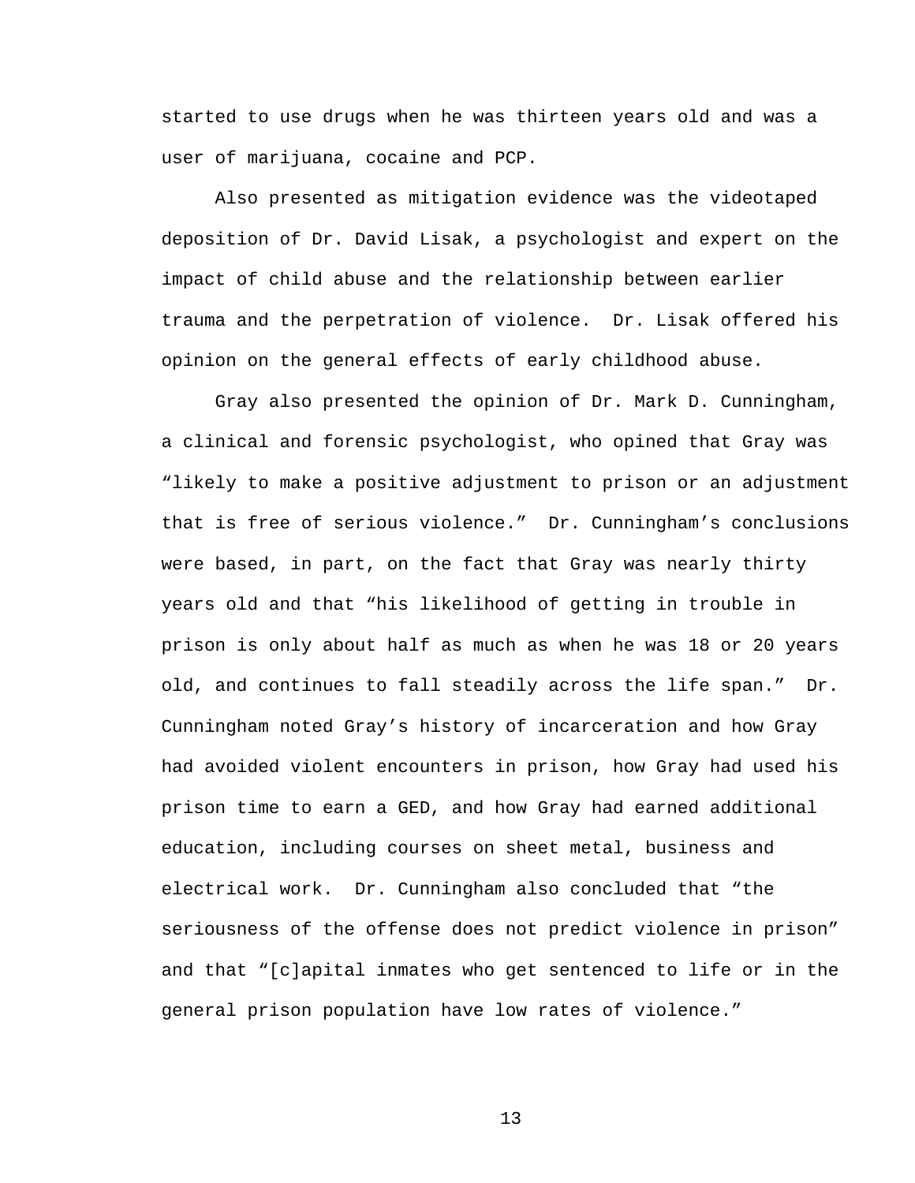started to use drugs when he was thirteen years old and was a user of marijuana, cocaine and PCP.

Also presented as mitigation evidence was the videotaped deposition of Dr. David Lisak, a psychologist and expert on the impact of child abuse and the relationship between earlier trauma and the perpetration of violence. Dr. Lisak offered his opinion on the general effects of early childhood abuse.

Gray also presented the opinion of Dr. Mark D. Cunningham, a clinical and forensic psychologist, who opined that Gray was "likely to make a positive adjustment to prison or an adjustment that is free of serious violence." Dr. Cunningham's conclusions were based, in part, on the fact that Gray was nearly thirty years old and that "his likelihood of getting in trouble in prison is only about half as much as when he was 18 or 20 years old, and continues to fall steadily across the life span." Dr. Cunningham noted Gray's history of incarceration and how Gray had avoided violent encounters in prison, how Gray had used his prison time to earn a GED, and how Gray had earned additional education, including courses on sheet metal, business and electrical work. Dr. Cunningham also concluded that "the seriousness of the offense does not predict violence in prison" and that "[c]apital inmates who get sentenced to life or in the general prison population have low rates of violence."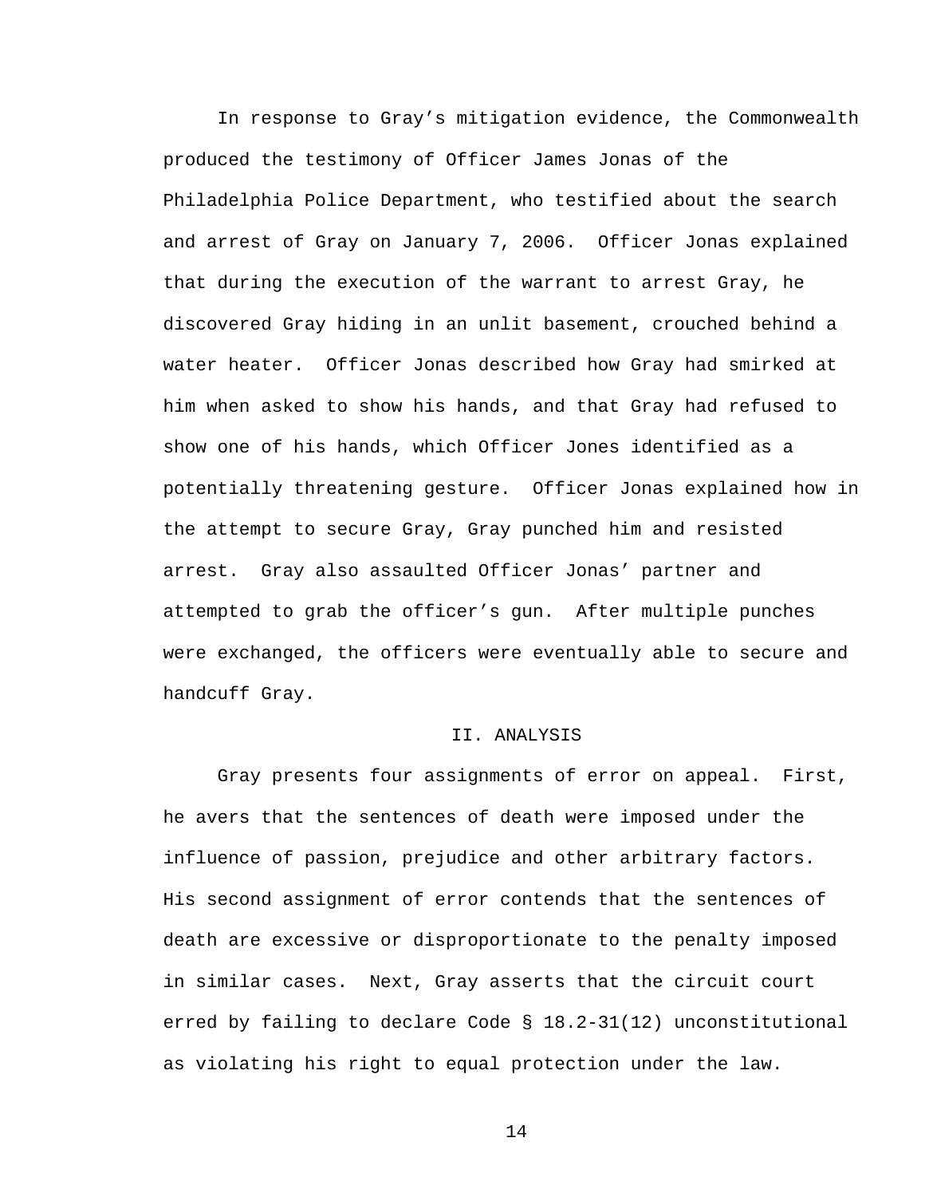In response to Gray's mitigation evidence, the Commonwealth produced the testimony of Officer James Jonas of the Philadelphia Police Department, who testified about the search and arrest of Gray on January 7, 2006. Officer Jonas explained that during the execution of the warrant to arrest Gray, he discovered Gray hiding in an unlit basement, crouched behind a water heater. Officer Jonas described how Gray had smirked at him when asked to show his hands, and that Gray had refused to show one of his hands, which Officer Jones identified as a potentially threatening gesture. Officer Jonas explained how in the attempt to secure Gray, Gray punched him and resisted arrest. Gray also assaulted Officer Jonas' partner and attempted to grab the officer's gun. After multiple punches were exchanged, the officers were eventually able to secure and handcuff Gray.

## II. ANALYSIS

Gray presents four assignments of error on appeal. First, he avers that the sentences of death were imposed under the influence of passion, prejudice and other arbitrary factors. His second assignment of error contends that the sentences of death are excessive or disproportionate to the penalty imposed in similar cases. Next, Gray asserts that the circuit court erred by failing to declare Code § 18.2-31(12) unconstitutional as violating his right to equal protection under the law.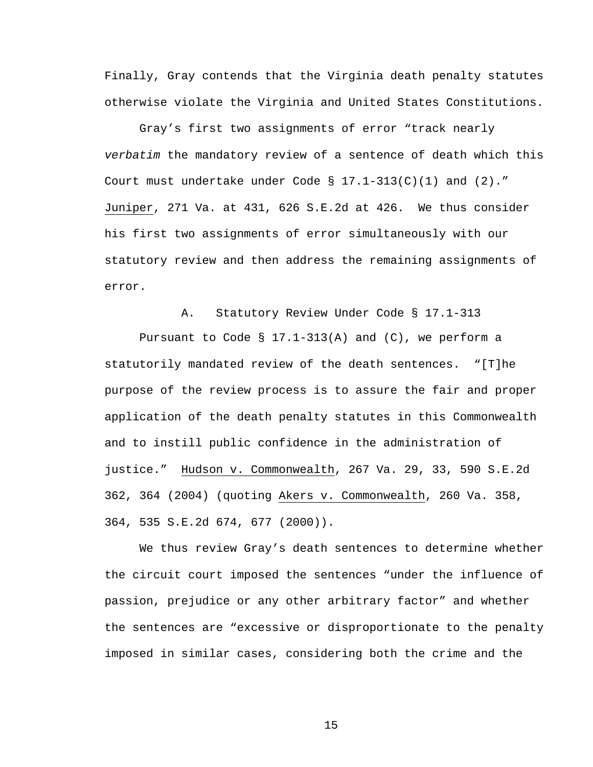Finally, Gray contends that the Virginia death penalty statutes otherwise violate the Virginia and United States Constitutions.

Gray's first two assignments of error "track nearly *verbatim* the mandatory review of a sentence of death which this Court must undertake under Code § 17.1-313(C)(1) and (2)." Juniper, 271 Va. at 431, 626 S.E.2d at 426. We thus consider his first two assignments of error simultaneously with our statutory review and then address the remaining assignments of error.

### A. Statutory Review Under Code § 17.1-313

Pursuant to Code § 17.1-313(A) and (C), we perform a statutorily mandated review of the death sentences. "[T]he purpose of the review process is to assure the fair and proper application of the death penalty statutes in this Commonwealth and to instill public confidence in the administration of justice." Hudson v. Commonwealth, 267 Va. 29, 33, 590 S.E.2d 362, 364 (2004) (quoting Akers v. Commonwealth, 260 Va. 358, 364, 535 S.E.2d 674, 677 (2000)).

We thus review Gray's death sentences to determine whether the circuit court imposed the sentences "under the influence of passion, prejudice or any other arbitrary factor" and whether the sentences are "excessive or disproportionate to the penalty imposed in similar cases, considering both the crime and the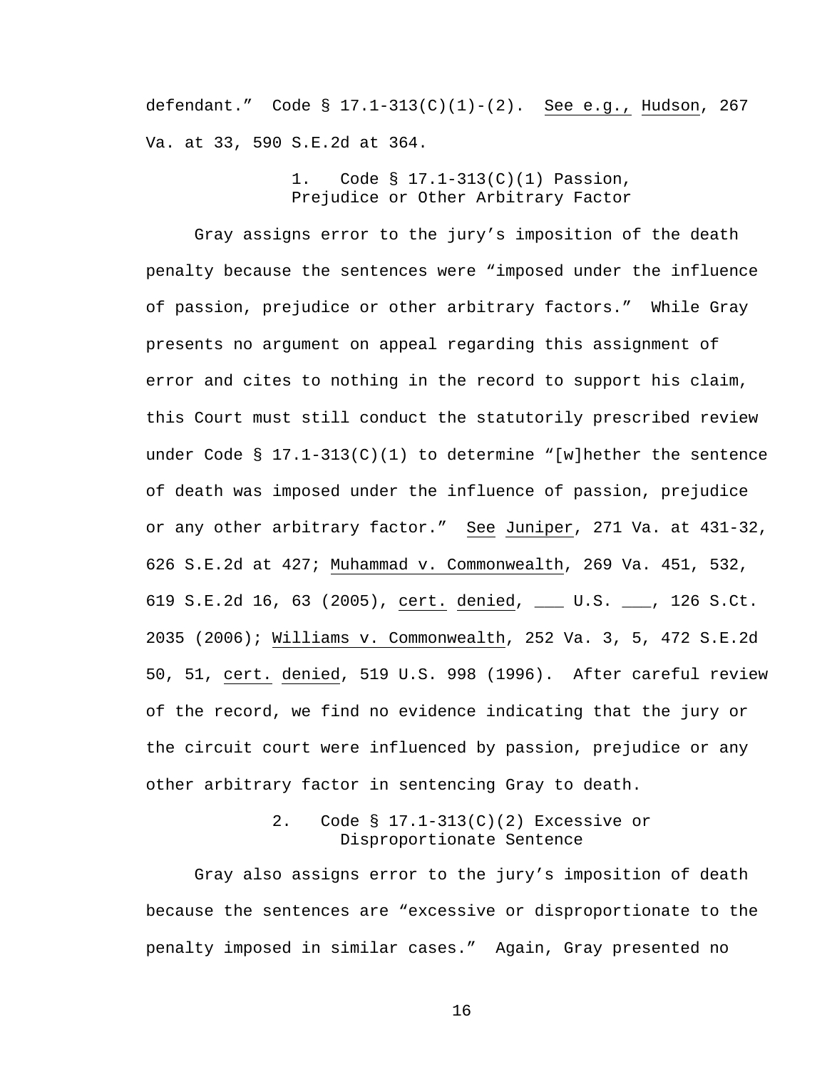defendant." Code § 17.1-313(C)(1)-(2). See e.g., Hudson, 267 Va. at 33, 590 S.E.2d at 364.

### 1. Code § 17.1-313(C)(1) Passion, Prejudice or Other Arbitrary Factor

Gray assigns error to the jury's imposition of the death penalty because the sentences were "imposed under the influence of passion, prejudice or other arbitrary factors." While Gray presents no argument on appeal regarding this assignment of error and cites to nothing in the record to support his claim, this Court must still conduct the statutorily prescribed review under Code § 17.1-313(C)(1) to determine "[w]hether the sentence of death was imposed under the influence of passion, prejudice or any other arbitrary factor." See Juniper, 271 Va. at 431-32, 626 S.E.2d at 427; Muhammad v. Commonwealth, 269 Va. 451, 532, 619 S.E.2d 16, 63 (2005), cert. denied, ___ U.S. ___, 126 S.Ct. 2035 (2006); Williams v. Commonwealth, 252 Va. 3, 5, 472 S.E.2d 50, 51, cert. denied, 519 U.S. 998 (1996). After careful review of the record, we find no evidence indicating that the jury or the circuit court were influenced by passion, prejudice or any other arbitrary factor in sentencing Gray to death.

### 2. Code § 17.1-313(C)(2) Excessive or Disproportionate Sentence

Gray also assigns error to the jury's imposition of death because the sentences are "excessive or disproportionate to the penalty imposed in similar cases." Again, Gray presented no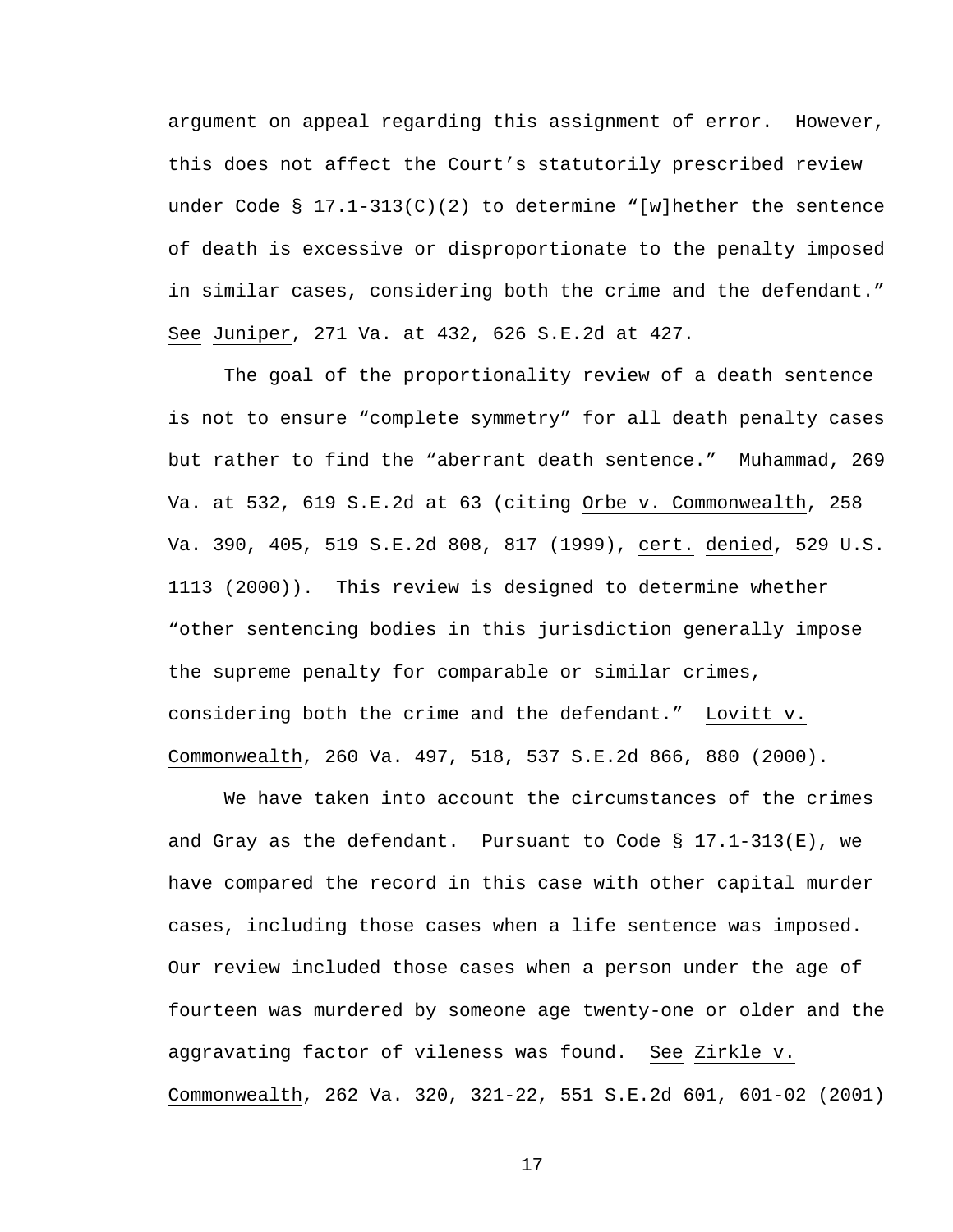argument on appeal regarding this assignment of error. However, this does not affect the Court's statutorily prescribed review under Code § 17.1-313(C)(2) to determine "[w]hether the sentence of death is excessive or disproportionate to the penalty imposed in similar cases, considering both the crime and the defendant." See Juniper, 271 Va. at 432, 626 S.E.2d at 427.

The goal of the proportionality review of a death sentence is not to ensure "complete symmetry" for all death penalty cases but rather to find the "aberrant death sentence." Muhammad, 269 Va. at 532, 619 S.E.2d at 63 (citing Orbe v. Commonwealth, 258 Va. 390, 405, 519 S.E.2d 808, 817 (1999), cert. denied, 529 U.S. 1113 (2000)). This review is designed to determine whether "other sentencing bodies in this jurisdiction generally impose the supreme penalty for comparable or similar crimes, considering both the crime and the defendant." Lovitt v. Commonwealth, 260 Va. 497, 518, 537 S.E.2d 866, 880 (2000).

We have taken into account the circumstances of the crimes and Gray as the defendant. Pursuant to Code § 17.1-313(E), we have compared the record in this case with other capital murder cases, including those cases when a life sentence was imposed. Our review included those cases when a person under the age of fourteen was murdered by someone age twenty-one or older and the aggravating factor of vileness was found. See Zirkle v. Commonwealth, 262 Va. 320, 321-22, 551 S.E.2d 601, 601-02 (2001)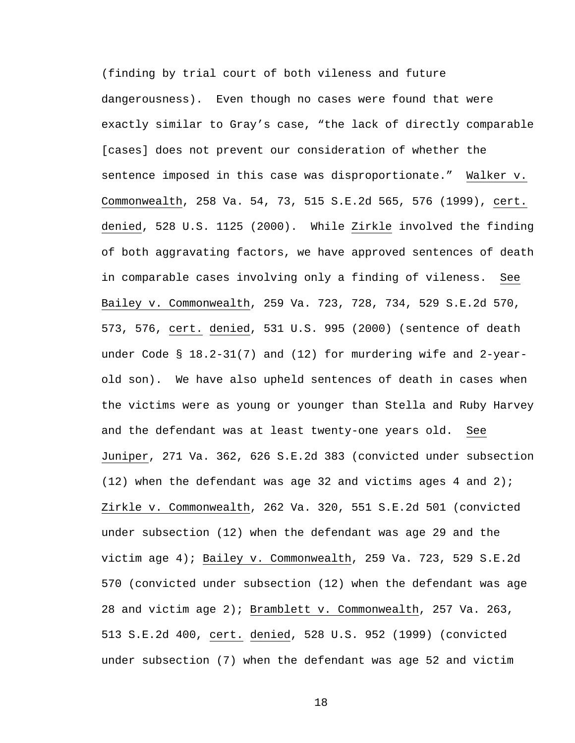(finding by trial court of both vileness and future dangerousness). Even though no cases were found that were exactly similar to Gray's case, "the lack of directly comparable [cases] does not prevent our consideration of whether the sentence imposed in this case was disproportionate." Walker v. Commonwealth, 258 Va. 54, 73, 515 S.E.2d 565, 576 (1999), cert. denied, 528 U.S. 1125 (2000). While Zirkle involved the finding of both aggravating factors, we have approved sentences of death in comparable cases involving only a finding of vileness. See Bailey v. Commonwealth, 259 Va. 723, 728, 734, 529 S.E.2d 570, 573, 576, cert. denied, 531 U.S. 995 (2000) (sentence of death under Code § 18.2-31(7) and (12) for murdering wife and 2-year-old son). We have also upheld sentences of death in cases when the victims were as young or younger than Stella and Ruby Harvey and the defendant was at least twenty-one years old. See Juniper, 271 Va. 362, 626 S.E.2d 383 (convicted under subsection (12) when the defendant was age 32 and victims ages 4 and 2); Zirkle v. Commonwealth, 262 Va. 320, 551 S.E.2d 501 (convicted under subsection (12) when the defendant was age 29 and the victim age 4); Bailey v. Commonwealth, 259 Va. 723, 529 S.E.2d 570 (convicted under subsection (12) when the defendant was age 28 and victim age 2); Bramblett v. Commonwealth, 257 Va. 263, 513 S.E.2d 400, cert. denied, 528 U.S. 952 (1999) (convicted under subsection (7) when the defendant was age 52 and victim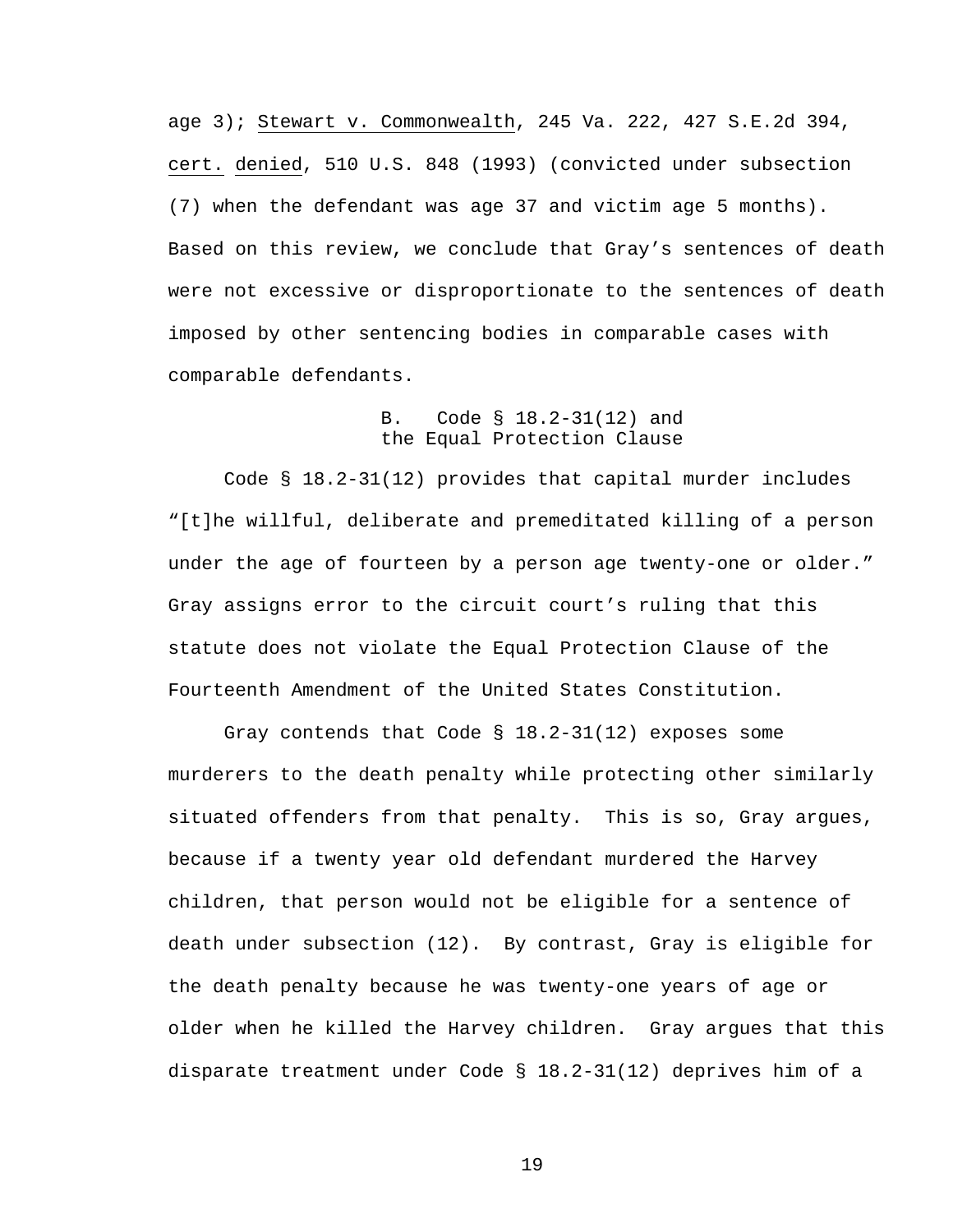age 3); Stewart v. Commonwealth, 245 Va. 222, 427 S.E.2d 394, cert. denied, 510 U.S. 848 (1993) (convicted under subsection (7) when the defendant was age 37 and victim age 5 months). Based on this review, we conclude that Gray's sentences of death were not excessive or disproportionate to the sentences of death imposed by other sentencing bodies in comparable cases with comparable defendants.

### B. Code § 18.2-31(12) and the Equal Protection Clause

Code § 18.2-31(12) provides that capital murder includes "[t]he willful, deliberate and premeditated killing of a person under the age of fourteen by a person age twenty-one or older." Gray assigns error to the circuit court's ruling that this statute does not violate the Equal Protection Clause of the Fourteenth Amendment of the United States Constitution.

Gray contends that Code § 18.2-31(12) exposes some murderers to the death penalty while protecting other similarly situated offenders from that penalty. This is so, Gray argues, because if a twenty year old defendant murdered the Harvey children, that person would not be eligible for a sentence of death under subsection (12). By contrast, Gray is eligible for the death penalty because he was twenty-one years of age or older when he killed the Harvey children. Gray argues that this disparate treatment under Code § 18.2-31(12) deprives him of a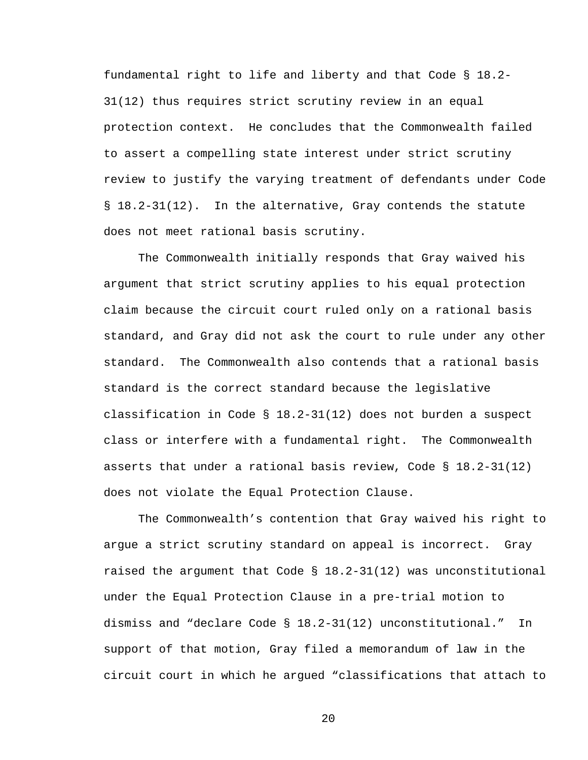fundamental right to life and liberty and that Code § 18.2-31(12) thus requires strict scrutiny review in an equal protection context. He concludes that the Commonwealth failed to assert a compelling state interest under strict scrutiny review to justify the varying treatment of defendants under Code § 18.2-31(12). In the alternative, Gray contends the statute does not meet rational basis scrutiny.

The Commonwealth initially responds that Gray waived his argument that strict scrutiny applies to his equal protection claim because the circuit court ruled only on a rational basis standard, and Gray did not ask the court to rule under any other standard. The Commonwealth also contends that a rational basis standard is the correct standard because the legislative classification in Code § 18.2-31(12) does not burden a suspect class or interfere with a fundamental right. The Commonwealth asserts that under a rational basis review, Code § 18.2-31(12) does not violate the Equal Protection Clause.

The Commonwealth's contention that Gray waived his right to argue a strict scrutiny standard on appeal is incorrect. Gray raised the argument that Code § 18.2-31(12) was unconstitutional under the Equal Protection Clause in a pre-trial motion to dismiss and "declare Code § 18.2-31(12) unconstitutional." In support of that motion, Gray filed a memorandum of law in the circuit court in which he argued "classifications that attach to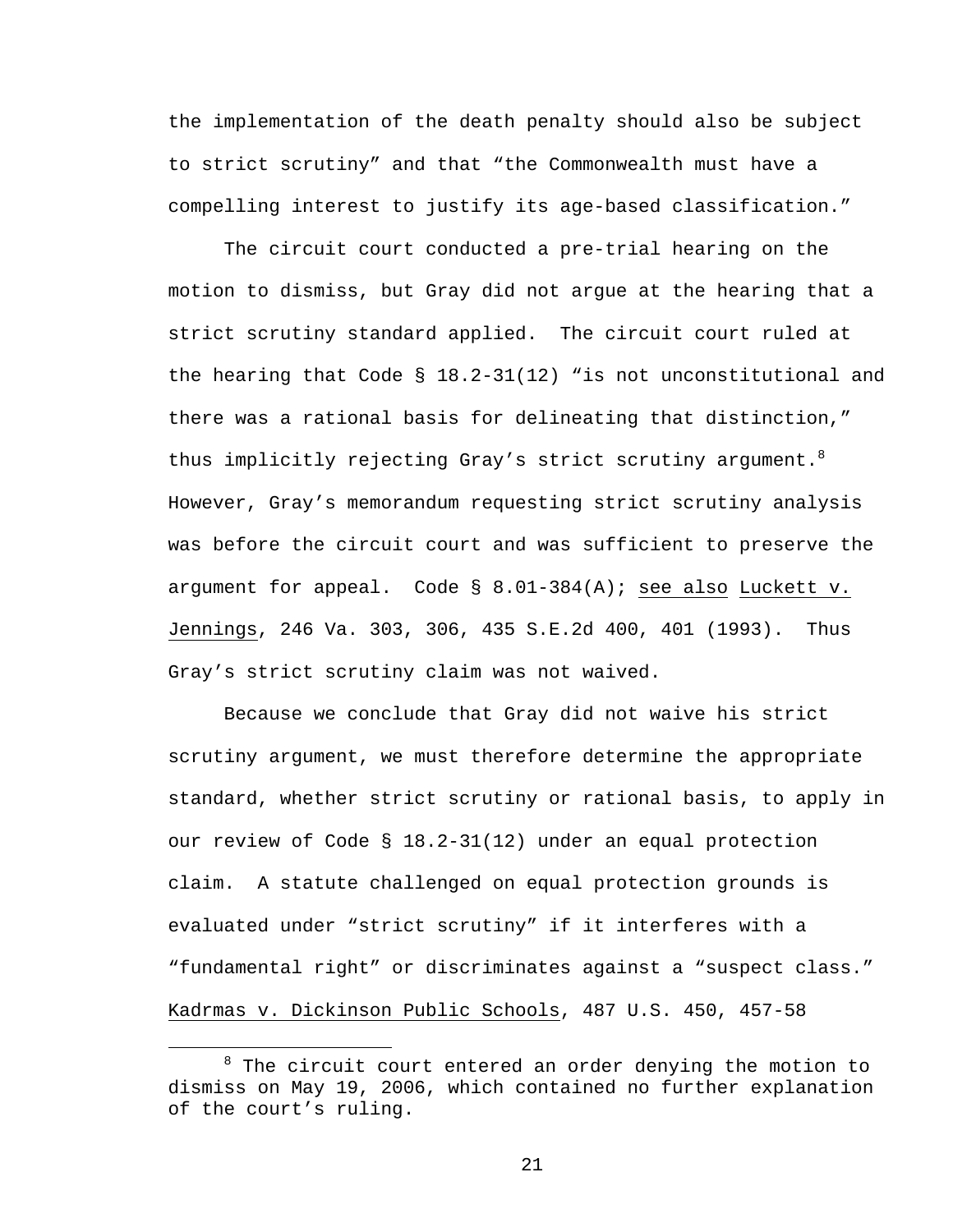the implementation of the death penalty should also be subject to strict scrutiny" and that "the Commonwealth must have a compelling interest to justify its age-based classification."

The circuit court conducted a pre-trial hearing on the motion to dismiss, but Gray did not argue at the hearing that a strict scrutiny standard applied. The circuit court ruled at the hearing that Code § 18.2-31(12) "is not unconstitutional and there was a rational basis for delineating that distinction," thus implicitly rejecting Gray's strict scrutiny argument.[8] However, Gray's memorandum requesting strict scrutiny analysis was before the circuit court and was sufficient to preserve the argument for appeal. Code § 8.01-384(A); see also Luckett v. Jennings, 246 Va. 303, 306, 435 S.E.2d 400, 401 (1993). Thus Gray's strict scrutiny claim was not waived.

Because we conclude that Gray did not waive his strict scrutiny argument, we must therefore determine the appropriate standard, whether strict scrutiny or rational basis, to apply in our review of Code § 18.2-31(12) under an equal protection claim. A statute challenged on equal protection grounds is evaluated under "strict scrutiny" if it interferes with a "fundamental right" or discriminates against a "suspect class." Kadrmas v. Dickinson Public Schools, 487 U.S. 450, 457-58

[8] The circuit court entered an order denying the motion to dismiss on May 19, 2006, which contained no further explanation of the court's ruling.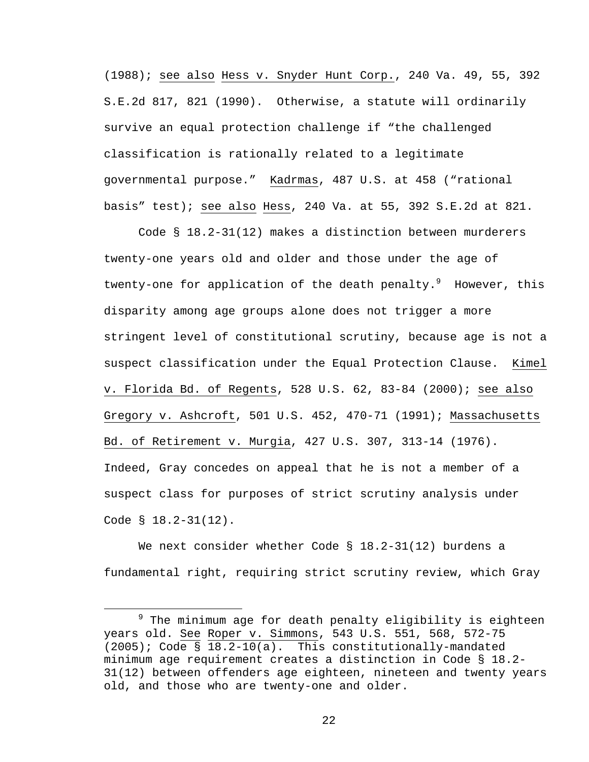(1988); see also Hess v. Snyder Hunt Corp., 240 Va. 49, 55, 392 S.E.2d 817, 821 (1990). Otherwise, a statute will ordinarily survive an equal protection challenge if "the challenged classification is rationally related to a legitimate governmental purpose." Kadrmas, 487 U.S. at 458 ("rational basis" test); see also Hess, 240 Va. at 55, 392 S.E.2d at 821.

Code § 18.2-31(12) makes a distinction between murderers twenty-one years old and older and those under the age of twenty-one for application of the death penalty.[9] However, this disparity among age groups alone does not trigger a more stringent level of constitutional scrutiny, because age is not a suspect classification under the Equal Protection Clause. Kimel v. Florida Bd. of Regents, 528 U.S. 62, 83-84 (2000); see also Gregory v. Ashcroft, 501 U.S. 452, 470-71 (1991); Massachusetts Bd. of Retirement v. Murgia, 427 U.S. 307, 313-14 (1976). Indeed, Gray concedes on appeal that he is not a member of a suspect class for purposes of strict scrutiny analysis under Code § 18.2-31(12).

We next consider whether Code § 18.2-31(12) burdens a fundamental right, requiring strict scrutiny review, which Gray

[9] The minimum age for death penalty eligibility is eighteen years old. See Roper v. Simmons, 543 U.S. 551, 568, 572-75 (2005); Code § 18.2-10(a). This constitutionally-mandated minimum age requirement creates a distinction in Code § 18.2-31(12) between offenders age eighteen, nineteen and twenty years old, and those who are twenty-one and older.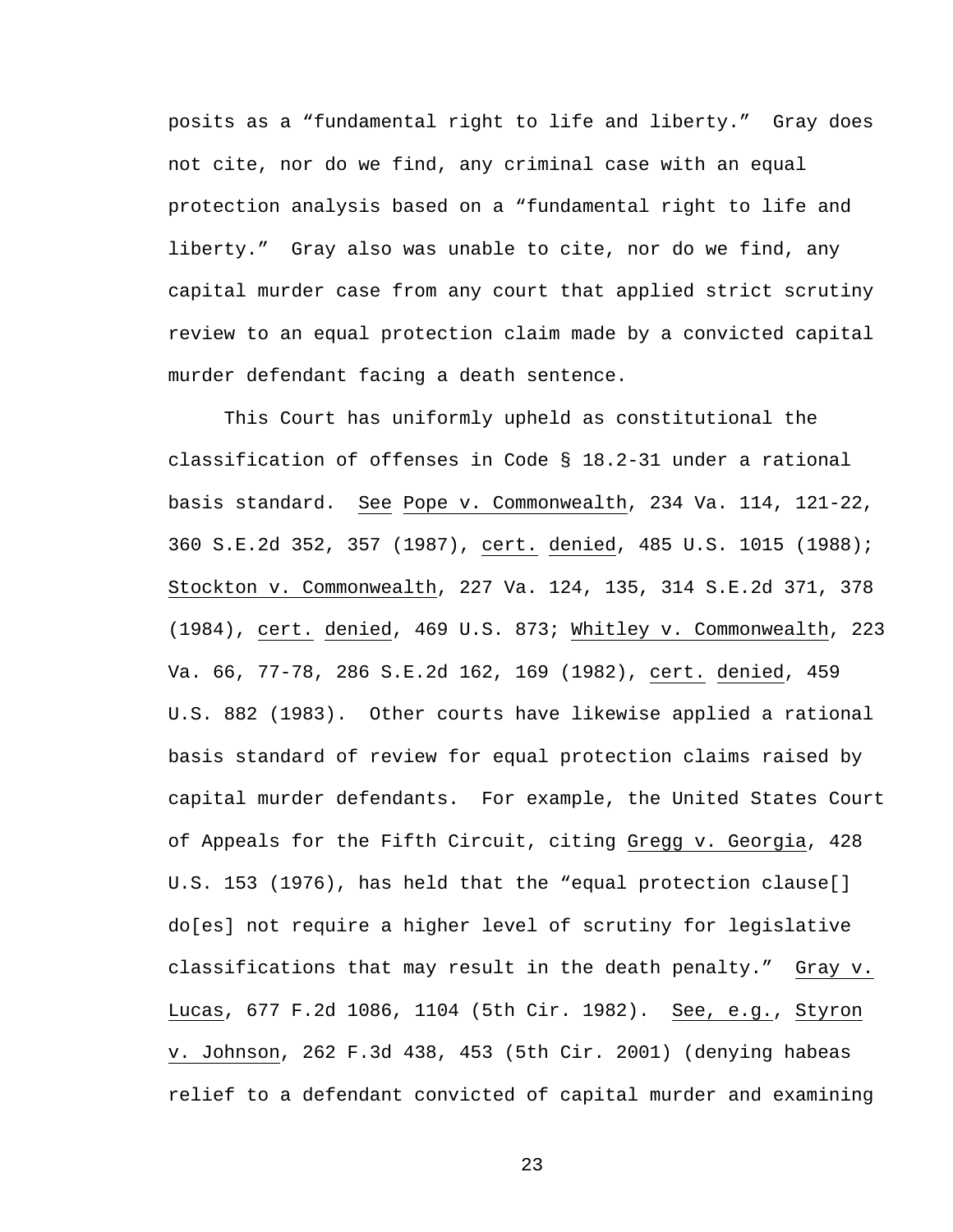posits as a "fundamental right to life and liberty." Gray does not cite, nor do we find, any criminal case with an equal protection analysis based on a "fundamental right to life and liberty." Gray also was unable to cite, nor do we find, any capital murder case from any court that applied strict scrutiny review to an equal protection claim made by a convicted capital murder defendant facing a death sentence.

This Court has uniformly upheld as constitutional the classification of offenses in Code § 18.2-31 under a rational basis standard. See Pope v. Commonwealth, 234 Va. 114, 121-22, 360 S.E.2d 352, 357 (1987), cert. denied, 485 U.S. 1015 (1988); Stockton v. Commonwealth, 227 Va. 124, 135, 314 S.E.2d 371, 378 (1984), cert. denied, 469 U.S. 873; Whitley v. Commonwealth, 223 Va. 66, 77-78, 286 S.E.2d 162, 169 (1982), cert. denied, 459 U.S. 882 (1983). Other courts have likewise applied a rational basis standard of review for equal protection claims raised by capital murder defendants. For example, the United States Court of Appeals for the Fifth Circuit, citing Gregg v. Georgia, 428 U.S. 153 (1976), has held that the "equal protection clause[] do[es] not require a higher level of scrutiny for legislative classifications that may result in the death penalty." Gray v. Lucas, 677 F.2d 1086, 1104 (5th Cir. 1982). See, e.g., Styron v. Johnson, 262 F.3d 438, 453 (5th Cir. 2001) (denying habeas relief to a defendant convicted of capital murder and examining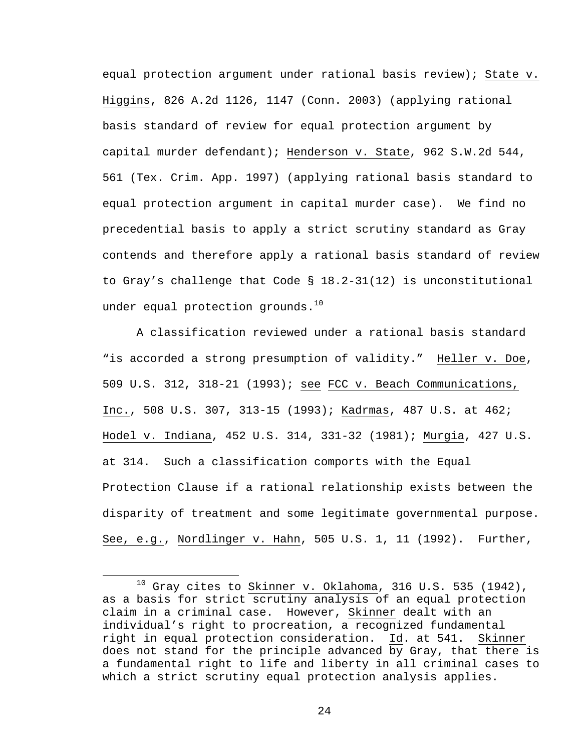equal protection argument under rational basis review); State v. Higgins, 826 A.2d 1126, 1147 (Conn. 2003) (applying rational basis standard of review for equal protection argument by capital murder defendant); Henderson v. State, 962 S.W.2d 544, 561 (Tex. Crim. App. 1997) (applying rational basis standard to equal protection argument in capital murder case). We find no precedential basis to apply a strict scrutiny standard as Gray contends and therefore apply a rational basis standard of review to Gray's challenge that Code § 18.2-31(12) is unconstitutional under equal protection grounds.[10]

A classification reviewed under a rational basis standard "is accorded a strong presumption of validity." Heller v. Doe, 509 U.S. 312, 318-21 (1993); see FCC v. Beach Communications, Inc., 508 U.S. 307, 313-15 (1993); Kadrmas, 487 U.S. at 462; Hodel v. Indiana, 452 U.S. 314, 331-32 (1981); Murgia, 427 U.S. at 314. Such a classification comports with the Equal Protection Clause if a rational relationship exists between the disparity of treatment and some legitimate governmental purpose. See, e.g., Nordlinger v. Hahn, 505 U.S. 1, 11 (1992). Further,

[10] Gray cites to Skinner v. Oklahoma, 316 U.S. 535 (1942), as a basis for strict scrutiny analysis of an equal protection claim in a criminal case. However, Skinner dealt with an individual's right to procreation, a recognized fundamental right in equal protection consideration. Id. at 541. Skinner does not stand for the principle advanced by Gray, that there is a fundamental right to life and liberty in all criminal cases to which a strict scrutiny equal protection analysis applies.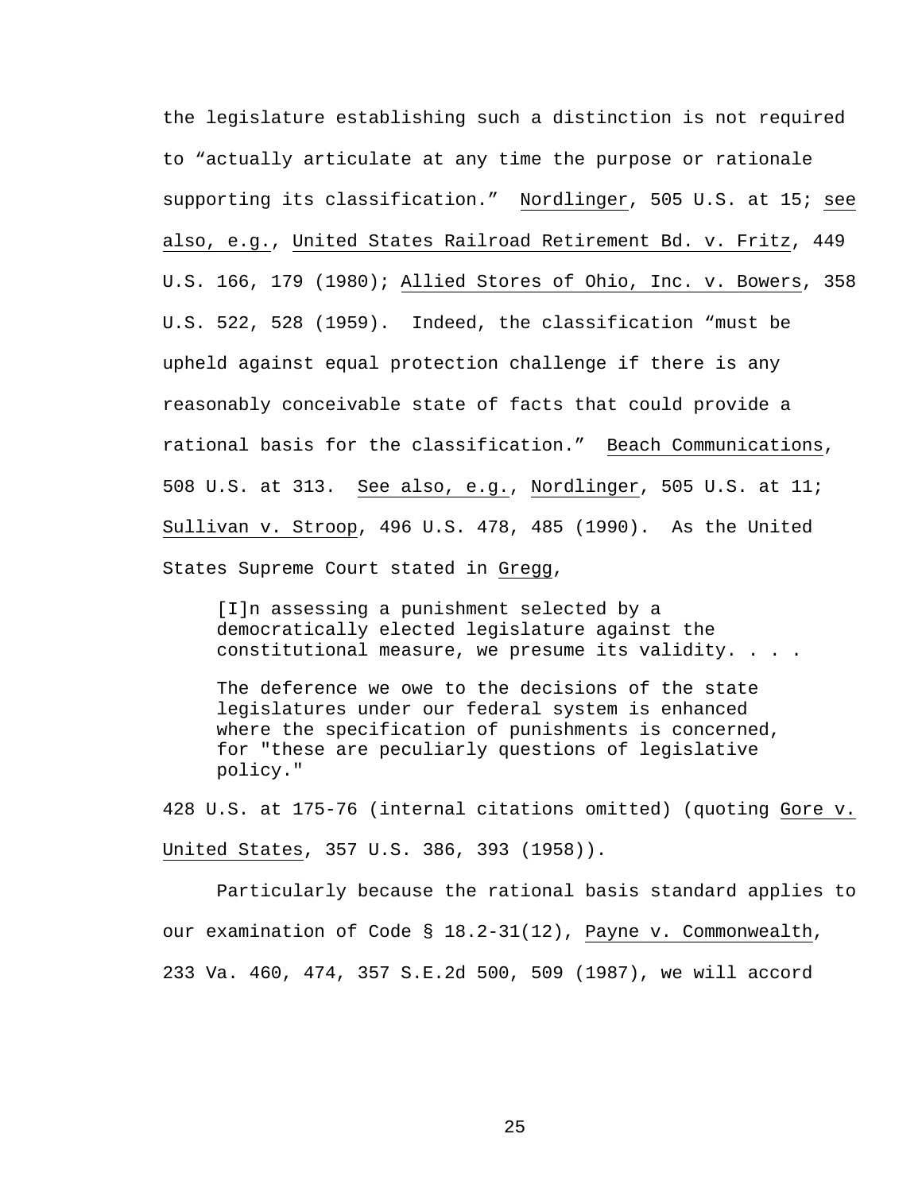the legislature establishing such a distinction is not required to "actually articulate at any time the purpose or rationale supporting its classification." Nordlinger, 505 U.S. at 15; see also, e.g., United States Railroad Retirement Bd. v. Fritz, 449 U.S. 166, 179 (1980); Allied Stores of Ohio, Inc. v. Bowers, 358 U.S. 522, 528 (1959). Indeed, the classification "must be upheld against equal protection challenge if there is any reasonably conceivable state of facts that could provide a rational basis for the classification." Beach Communications, 508 U.S. at 313. See also, e.g., Nordlinger, 505 U.S. at 11; Sullivan v. Stroop, 496 U.S. 478, 485 (1990). As the United States Supreme Court stated in Gregg,

> [I]n assessing a punishment selected by a democratically elected legislature against the constitutional measure, we presume its validity. . . .
>
> The deference we owe to the decisions of the state legislatures under our federal system is enhanced where the specification of punishments is concerned, for "these are peculiarly questions of legislative policy."

428 U.S. at 175-76 (internal citations omitted) (quoting Gore v. United States, 357 U.S. 386, 393 (1958)).

Particularly because the rational basis standard applies to our examination of Code § 18.2-31(12), Payne v. Commonwealth, 233 Va. 460, 474, 357 S.E.2d 500, 509 (1987), we will accord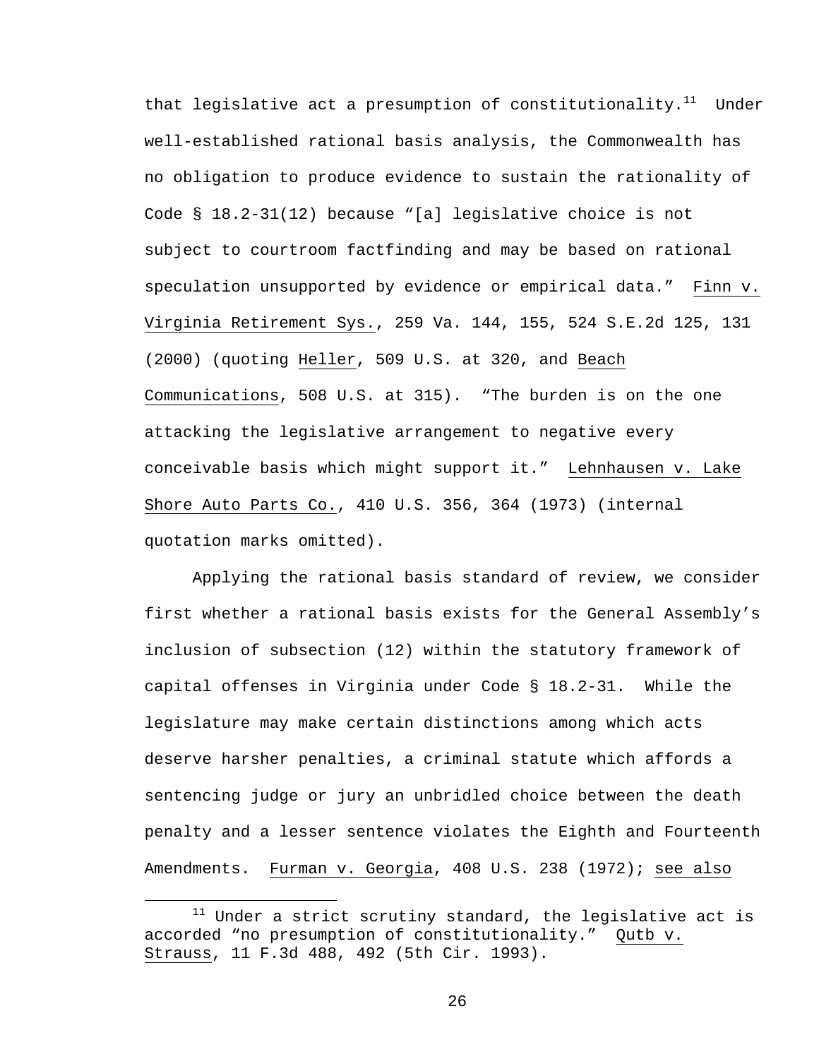that legislative act a presumption of constitutionality.[11] Under well-established rational basis analysis, the Commonwealth has no obligation to produce evidence to sustain the rationality of Code § 18.2-31(12) because "[a] legislative choice is not subject to courtroom factfinding and may be based on rational speculation unsupported by evidence or empirical data." Finn v. Virginia Retirement Sys., 259 Va. 144, 155, 524 S.E.2d 125, 131 (2000) (quoting Heller, 509 U.S. at 320, and Beach Communications, 508 U.S. at 315). "The burden is on the one attacking the legislative arrangement to negative every conceivable basis which might support it." Lehnhausen v. Lake Shore Auto Parts Co., 410 U.S. 356, 364 (1973) (internal quotation marks omitted).

Applying the rational basis standard of review, we consider first whether a rational basis exists for the General Assembly's inclusion of subsection (12) within the statutory framework of capital offenses in Virginia under Code § 18.2-31. While the legislature may make certain distinctions among which acts deserve harsher penalties, a criminal statute which affords a sentencing judge or jury an unbridled choice between the death penalty and a lesser sentence violates the Eighth and Fourteenth Amendments. Furman v. Georgia, 408 U.S. 238 (1972); see also

---

[11] Under a strict scrutiny standard, the legislative act is accorded "no presumption of constitutionality." Qutb v. Strauss, 11 F.3d 488, 492 (5th Cir. 1993).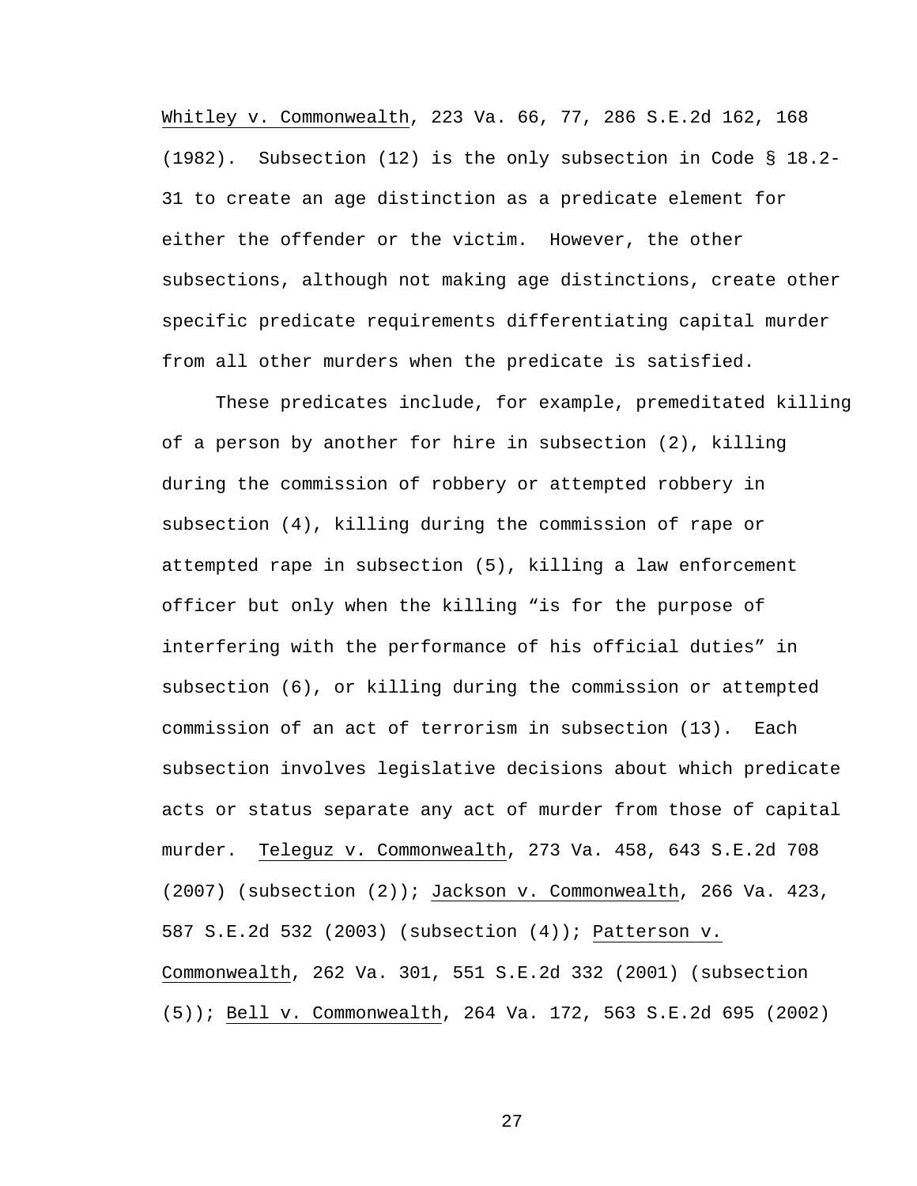Whitley v. Commonwealth, 223 Va. 66, 77, 286 S.E.2d 162, 168 (1982). Subsection (12) is the only subsection in Code § 18.2-31 to create an age distinction as a predicate element for either the offender or the victim. However, the other subsections, although not making age distinctions, create other specific predicate requirements differentiating capital murder from all other murders when the predicate is satisfied.

These predicates include, for example, premeditated killing of a person by another for hire in subsection (2), killing during the commission of robbery or attempted robbery in subsection (4), killing during the commission of rape or attempted rape in subsection (5), killing a law enforcement officer but only when the killing "is for the purpose of interfering with the performance of his official duties" in subsection (6), or killing during the commission or attempted commission of an act of terrorism in subsection (13). Each subsection involves legislative decisions about which predicate acts or status separate any act of murder from those of capital murder. Teleguz v. Commonwealth, 273 Va. 458, 643 S.E.2d 708 (2007) (subsection (2)); Jackson v. Commonwealth, 266 Va. 423, 587 S.E.2d 532 (2003) (subsection (4)); Patterson v. Commonwealth, 262 Va. 301, 551 S.E.2d 332 (2001) (subsection (5)); Bell v. Commonwealth, 264 Va. 172, 563 S.E.2d 695 (2002)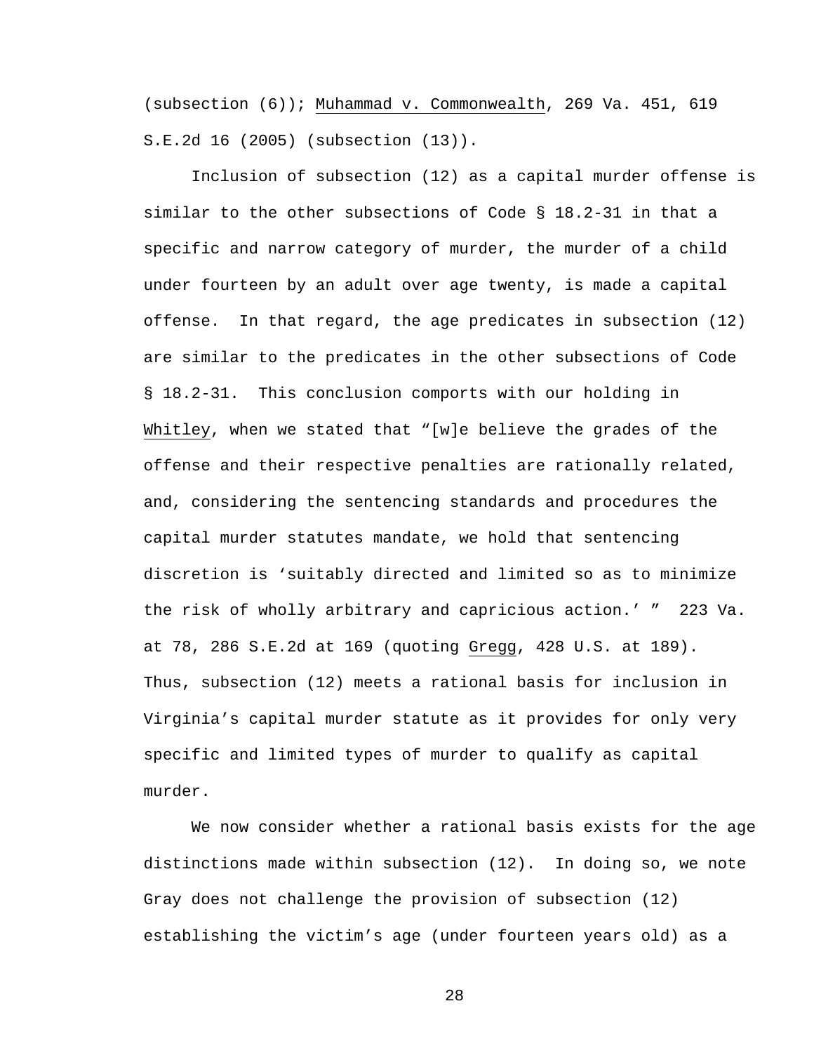(subsection (6)); Muhammad v. Commonwealth, 269 Va. 451, 619 S.E.2d 16 (2005) (subsection (13)).

Inclusion of subsection (12) as a capital murder offense is similar to the other subsections of Code § 18.2-31 in that a specific and narrow category of murder, the murder of a child under fourteen by an adult over age twenty, is made a capital offense. In that regard, the age predicates in subsection (12) are similar to the predicates in the other subsections of Code § 18.2-31. This conclusion comports with our holding in Whitley, when we stated that "[w]e believe the grades of the offense and their respective penalties are rationally related, and, considering the sentencing standards and procedures the capital murder statutes mandate, we hold that sentencing discretion is 'suitably directed and limited so as to minimize the risk of wholly arbitrary and capricious action.' " 223 Va. at 78, 286 S.E.2d at 169 (quoting Gregg, 428 U.S. at 189). Thus, subsection (12) meets a rational basis for inclusion in Virginia's capital murder statute as it provides for only very specific and limited types of murder to qualify as capital murder.

We now consider whether a rational basis exists for the age distinctions made within subsection (12). In doing so, we note Gray does not challenge the provision of subsection (12) establishing the victim's age (under fourteen years old) as a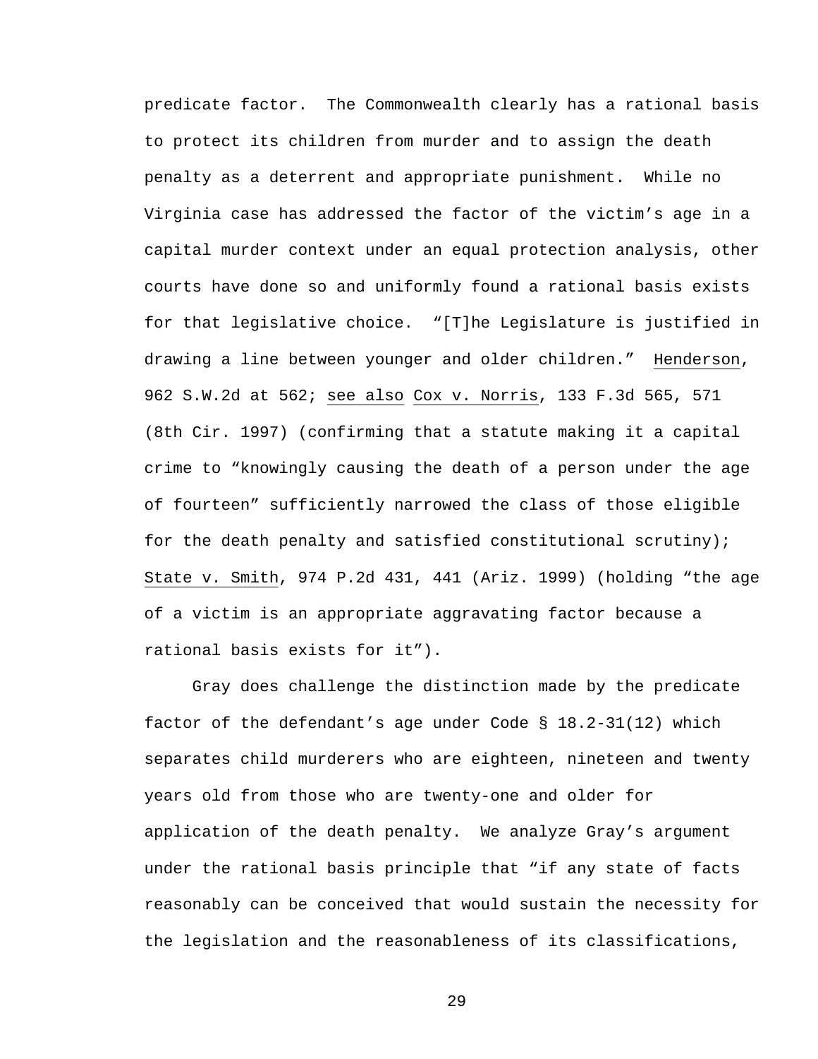predicate factor. The Commonwealth clearly has a rational basis to protect its children from murder and to assign the death penalty as a deterrent and appropriate punishment. While no Virginia case has addressed the factor of the victim's age in a capital murder context under an equal protection analysis, other courts have done so and uniformly found a rational basis exists for that legislative choice. "[T]he Legislature is justified in drawing a line between younger and older children." Henderson, 962 S.W.2d at 562; see also Cox v. Norris, 133 F.3d 565, 571 (8th Cir. 1997) (confirming that a statute making it a capital crime to "knowingly causing the death of a person under the age of fourteen" sufficiently narrowed the class of those eligible for the death penalty and satisfied constitutional scrutiny); State v. Smith, 974 P.2d 431, 441 (Ariz. 1999) (holding "the age of a victim is an appropriate aggravating factor because a rational basis exists for it").

Gray does challenge the distinction made by the predicate factor of the defendant's age under Code § 18.2-31(12) which separates child murderers who are eighteen, nineteen and twenty years old from those who are twenty-one and older for application of the death penalty. We analyze Gray's argument under the rational basis principle that "if any state of facts reasonably can be conceived that would sustain the necessity for the legislation and the reasonableness of its classifications,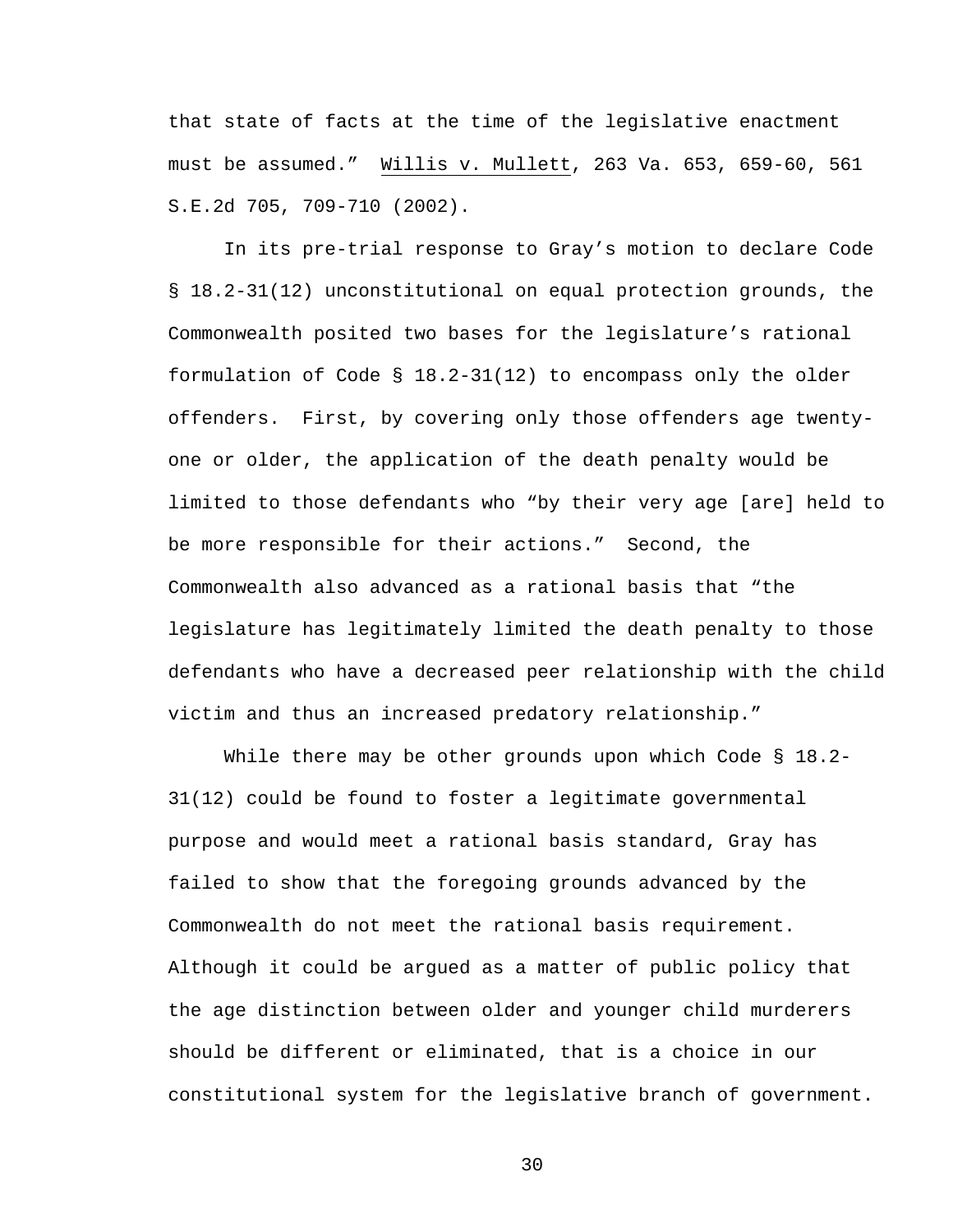that state of facts at the time of the legislative enactment must be assumed." Willis v. Mullett, 263 Va. 653, 659-60, 561 S.E.2d 705, 709-710 (2002).

In its pre-trial response to Gray's motion to declare Code § 18.2-31(12) unconstitutional on equal protection grounds, the Commonwealth posited two bases for the legislature's rational formulation of Code § 18.2-31(12) to encompass only the older offenders. First, by covering only those offenders age twenty-one or older, the application of the death penalty would be limited to those defendants who "by their very age [are] held to be more responsible for their actions." Second, the Commonwealth also advanced as a rational basis that "the legislature has legitimately limited the death penalty to those defendants who have a decreased peer relationship with the child victim and thus an increased predatory relationship."

While there may be other grounds upon which Code § 18.2-31(12) could be found to foster a legitimate governmental purpose and would meet a rational basis standard, Gray has failed to show that the foregoing grounds advanced by the Commonwealth do not meet the rational basis requirement. Although it could be argued as a matter of public policy that the age distinction between older and younger child murderers should be different or eliminated, that is a choice in our constitutional system for the legislative branch of government.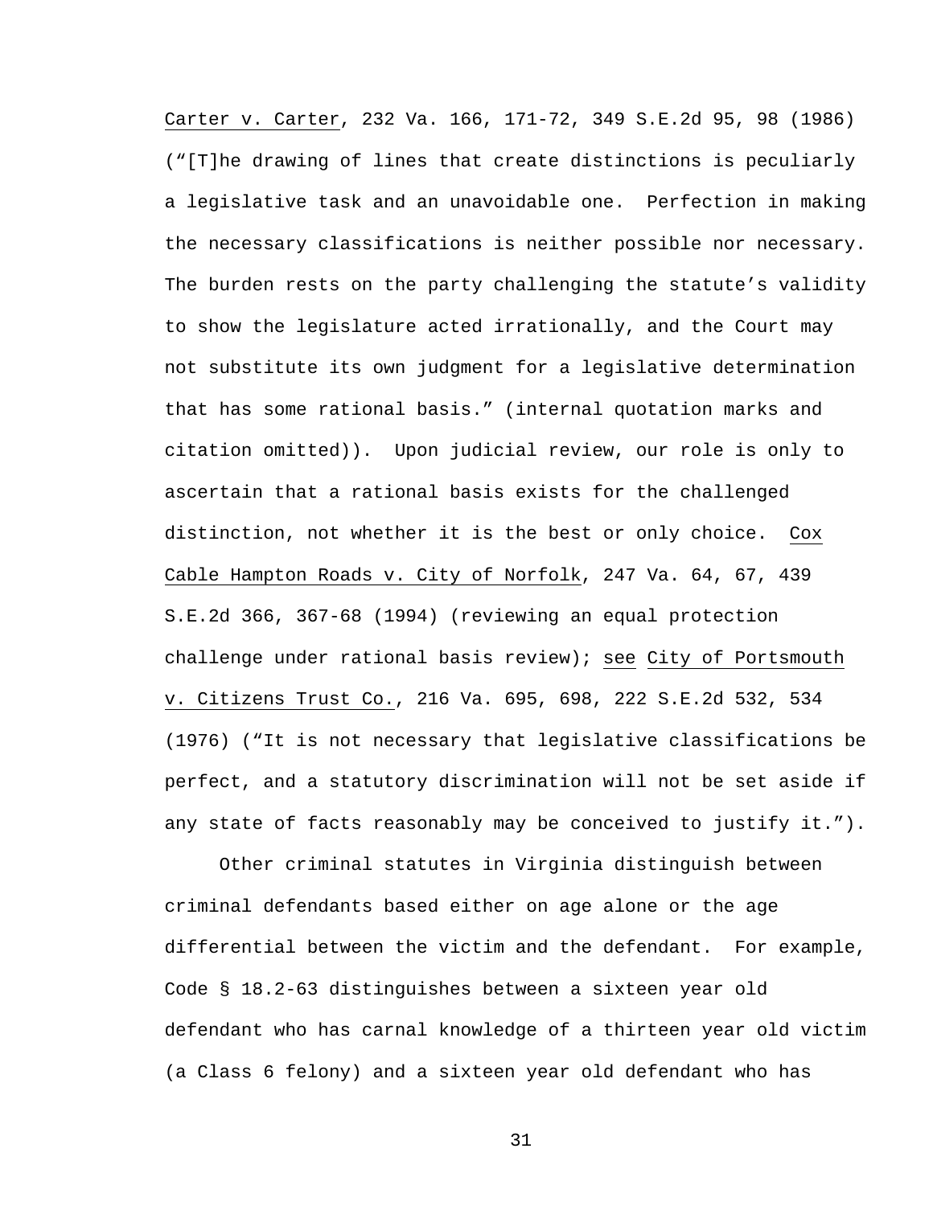Carter v. Carter, 232 Va. 166, 171-72, 349 S.E.2d 95, 98 (1986) ("[T]he drawing of lines that create distinctions is peculiarly a legislative task and an unavoidable one. Perfection in making the necessary classifications is neither possible nor necessary. The burden rests on the party challenging the statute's validity to show the legislature acted irrationally, and the Court may not substitute its own judgment for a legislative determination that has some rational basis." (internal quotation marks and citation omitted)). Upon judicial review, our role is only to ascertain that a rational basis exists for the challenged distinction, not whether it is the best or only choice. Cox Cable Hampton Roads v. City of Norfolk, 247 Va. 64, 67, 439 S.E.2d 366, 367-68 (1994) (reviewing an equal protection challenge under rational basis review); see City of Portsmouth v. Citizens Trust Co., 216 Va. 695, 698, 222 S.E.2d 532, 534 (1976) ("It is not necessary that legislative classifications be perfect, and a statutory discrimination will not be set aside if any state of facts reasonably may be conceived to justify it.").

Other criminal statutes in Virginia distinguish between criminal defendants based either on age alone or the age differential between the victim and the defendant. For example, Code § 18.2-63 distinguishes between a sixteen year old defendant who has carnal knowledge of a thirteen year old victim (a Class 6 felony) and a sixteen year old defendant who has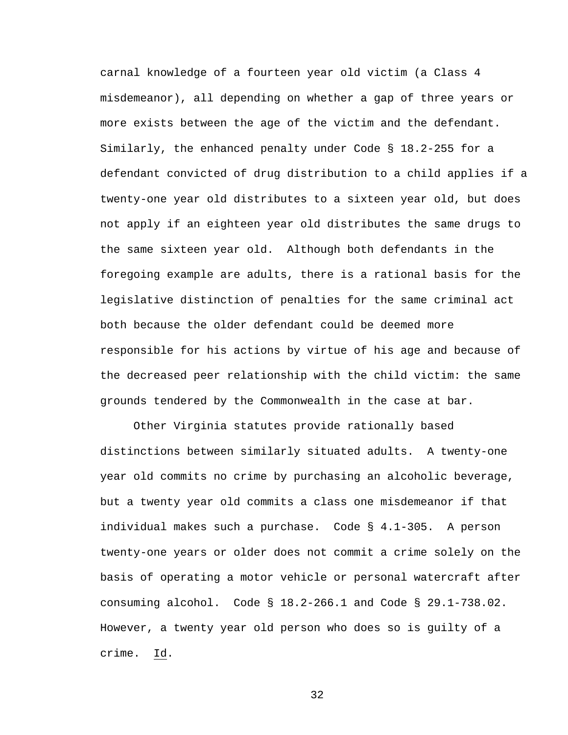carnal knowledge of a fourteen year old victim (a Class 4 misdemeanor), all depending on whether a gap of three years or more exists between the age of the victim and the defendant. Similarly, the enhanced penalty under Code § 18.2-255 for a defendant convicted of drug distribution to a child applies if a twenty-one year old distributes to a sixteen year old, but does not apply if an eighteen year old distributes the same drugs to the same sixteen year old. Although both defendants in the foregoing example are adults, there is a rational basis for the legislative distinction of penalties for the same criminal act both because the older defendant could be deemed more responsible for his actions by virtue of his age and because of the decreased peer relationship with the child victim: the same grounds tendered by the Commonwealth in the case at bar.

Other Virginia statutes provide rationally based distinctions between similarly situated adults. A twenty-one year old commits no crime by purchasing an alcoholic beverage, but a twenty year old commits a class one misdemeanor if that individual makes such a purchase. Code § 4.1-305. A person twenty-one years or older does not commit a crime solely on the basis of operating a motor vehicle or personal watercraft after consuming alcohol. Code § 18.2-266.1 and Code § 29.1-738.02. However, a twenty year old person who does so is guilty of a crime. Id.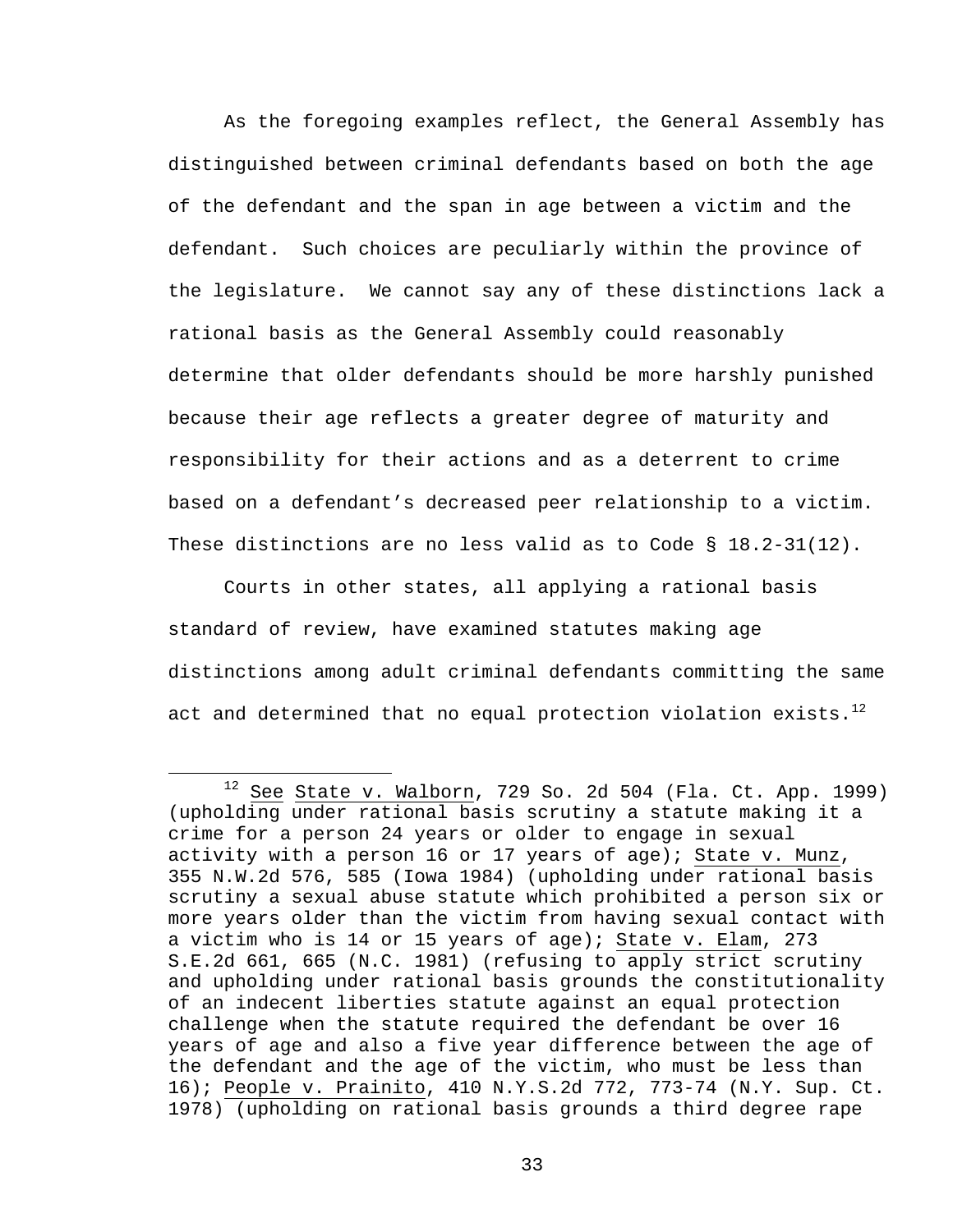As the foregoing examples reflect, the General Assembly has distinguished between criminal defendants based on both the age of the defendant and the span in age between a victim and the defendant. Such choices are peculiarly within the province of the legislature. We cannot say any of these distinctions lack a rational basis as the General Assembly could reasonably determine that older defendants should be more harshly punished because their age reflects a greater degree of maturity and responsibility for their actions and as a deterrent to crime based on a defendant's decreased peer relationship to a victim. These distinctions are no less valid as to Code § 18.2-31(12).

Courts in other states, all applying a rational basis standard of review, have examined statutes making age distinctions among adult criminal defendants committing the same act and determined that no equal protection violation exists.[12]

[12] See State v. Walborn, 729 So. 2d 504 (Fla. Ct. App. 1999) (upholding under rational basis scrutiny a statute making it a crime for a person 24 years or older to engage in sexual activity with a person 16 or 17 years of age); State v. Munz, 355 N.W.2d 576, 585 (Iowa 1984) (upholding under rational basis scrutiny a sexual abuse statute which prohibited a person six or more years older than the victim from having sexual contact with a victim who is 14 or 15 years of age); State v. Elam, 273 S.E.2d 661, 665 (N.C. 1981) (refusing to apply strict scrutiny and upholding under rational basis grounds the constitutionality of an indecent liberties statute against an equal protection challenge when the statute required the defendant be over 16 years of age and also a five year difference between the age of the defendant and the age of the victim, who must be less than 16); People v. Prainito, 410 N.Y.S.2d 772, 773-74 (N.Y. Sup. Ct. 1978) (upholding on rational basis grounds a third degree rape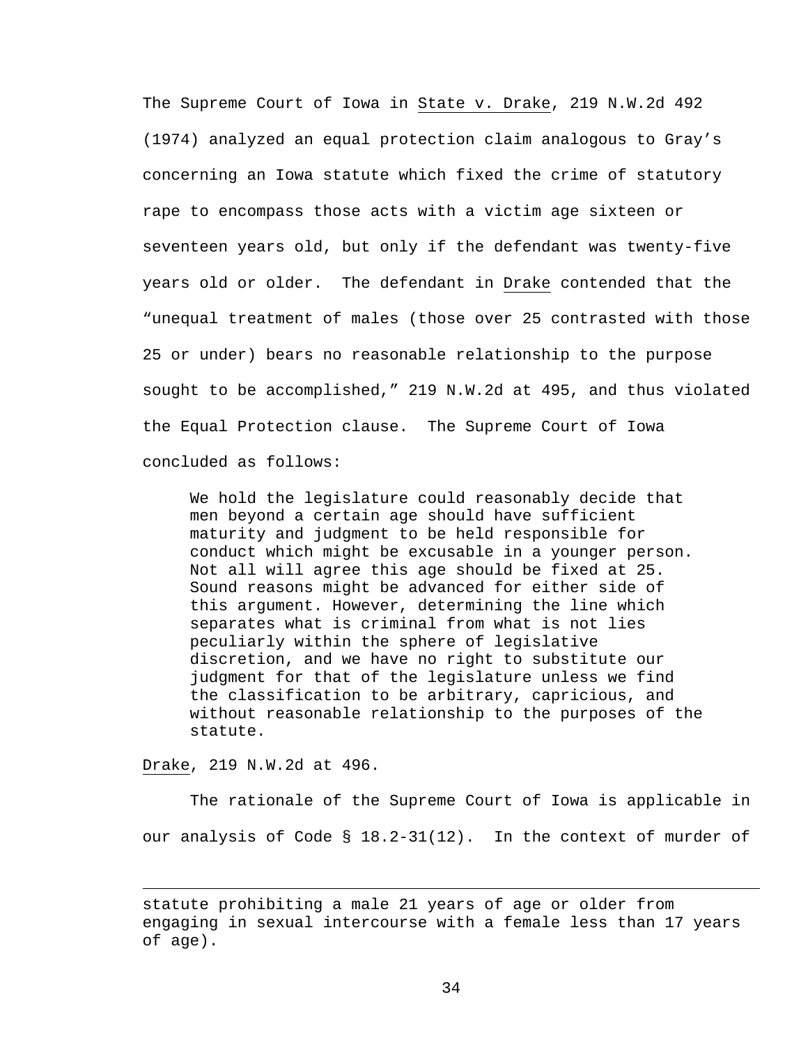The Supreme Court of Iowa in State v. Drake, 219 N.W.2d 492 (1974) analyzed an equal protection claim analogous to Gray's concerning an Iowa statute which fixed the crime of statutory rape to encompass those acts with a victim age sixteen or seventeen years old, but only if the defendant was twenty-five years old or older. The defendant in Drake contended that the "unequal treatment of males (those over 25 contrasted with those 25 or under) bears no reasonable relationship to the purpose sought to be accomplished," 219 N.W.2d at 495, and thus violated the Equal Protection clause. The Supreme Court of Iowa concluded as follows:

> We hold the legislature could reasonably decide that men beyond a certain age should have sufficient maturity and judgment to be held responsible for conduct which might be excusable in a younger person. Not all will agree this age should be fixed at 25. Sound reasons might be advanced for either side of this argument. However, determining the line which separates what is criminal from what is not lies peculiarly within the sphere of legislative discretion, and we have no right to substitute our judgment for that of the legislature unless we find the classification to be arbitrary, capricious, and without reasonable relationship to the purposes of the statute.

Drake, 219 N.W.2d at 496.

The rationale of the Supreme Court of Iowa is applicable in our analysis of Code § 18.2-31(12). In the context of murder of

---

statute prohibiting a male 21 years of age or older from engaging in sexual intercourse with a female less than 17 years of age).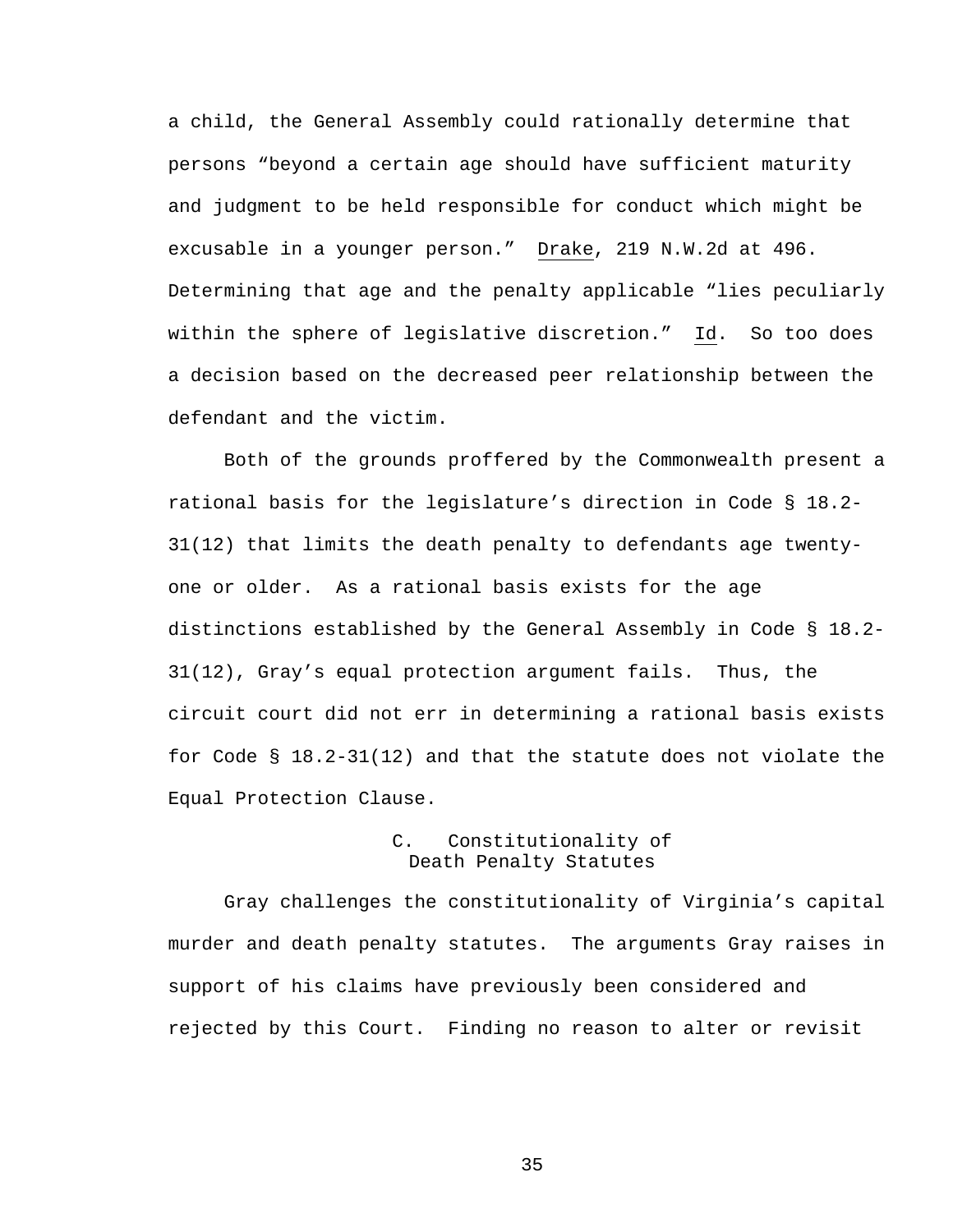a child, the General Assembly could rationally determine that persons "beyond a certain age should have sufficient maturity and judgment to be held responsible for conduct which might be excusable in a younger person." Drake, 219 N.W.2d at 496. Determining that age and the penalty applicable "lies peculiarly within the sphere of legislative discretion." Id. So too does a decision based on the decreased peer relationship between the defendant and the victim.

Both of the grounds proffered by the Commonwealth present a rational basis for the legislature's direction in Code § 18.2-31(12) that limits the death penalty to defendants age twenty-one or older. As a rational basis exists for the age distinctions established by the General Assembly in Code § 18.2-31(12), Gray's equal protection argument fails. Thus, the circuit court did not err in determining a rational basis exists for Code § 18.2-31(12) and that the statute does not violate the Equal Protection Clause.

### C. Constitutionality of Death Penalty Statutes

Gray challenges the constitutionality of Virginia's capital murder and death penalty statutes. The arguments Gray raises in support of his claims have previously been considered and rejected by this Court. Finding no reason to alter or revisit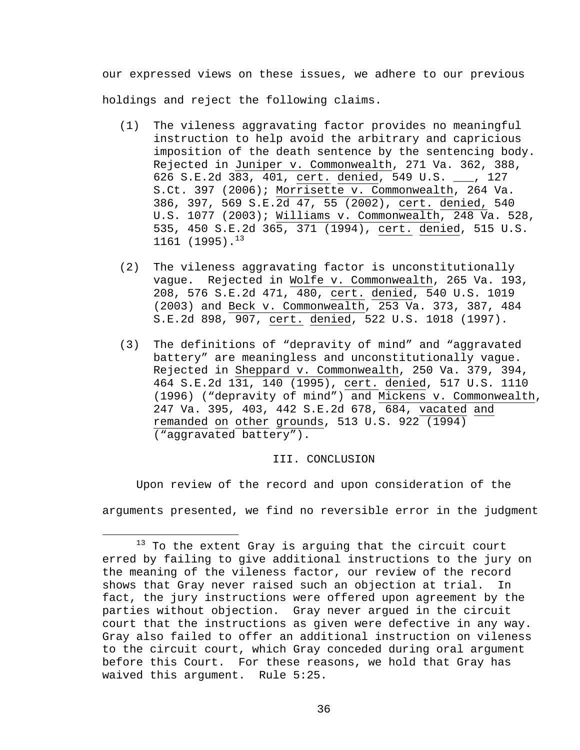our expressed views on these issues, we adhere to our previous holdings and reject the following claims.

(1) The vileness aggravating factor provides no meaningful instruction to help avoid the arbitrary and capricious imposition of the death sentence by the sentencing body. Rejected in Juniper v. Commonwealth, 271 Va. 362, 388, 626 S.E.2d 383, 401, cert. denied, 549 U.S. ___, 127 S.Ct. 397 (2006); Morrisette v. Commonwealth, 264 Va. 386, 397, 569 S.E.2d 47, 55 (2002), cert. denied, 540 U.S. 1077 (2003); Williams v. Commonwealth, 248 Va. 528, 535, 450 S.E.2d 365, 371 (1994), cert. denied, 515 U.S. 1161 (1995).[13]

(2) The vileness aggravating factor is unconstitutionally vague. Rejected in Wolfe v. Commonwealth, 265 Va. 193, 208, 576 S.E.2d 471, 480, cert. denied, 540 U.S. 1019 (2003) and Beck v. Commonwealth, 253 Va. 373, 387, 484 S.E.2d 898, 907, cert. denied, 522 U.S. 1018 (1997).

(3) The definitions of "depravity of mind" and "aggravated battery" are meaningless and unconstitutionally vague. Rejected in Sheppard v. Commonwealth, 250 Va. 379, 394, 464 S.E.2d 131, 140 (1995), cert. denied, 517 U.S. 1110 (1996) ("depravity of mind") and Mickens v. Commonwealth, 247 Va. 395, 403, 442 S.E.2d 678, 684, vacated and remanded on other grounds, 513 U.S. 922 (1994) ("aggravated battery").

III. CONCLUSION

Upon review of the record and upon consideration of the arguments presented, we find no reversible error in the judgment

[13] To the extent Gray is arguing that the circuit court erred by failing to give additional instructions to the jury on the meaning of the vileness factor, our review of the record shows that Gray never raised such an objection at trial. In fact, the jury instructions were offered upon agreement by the parties without objection. Gray never argued in the circuit court that the instructions as given were defective in any way. Gray also failed to offer an additional instruction on vileness to the circuit court, which Gray conceded during oral argument before this Court. For these reasons, we hold that Gray has waived this argument. Rule 5:25.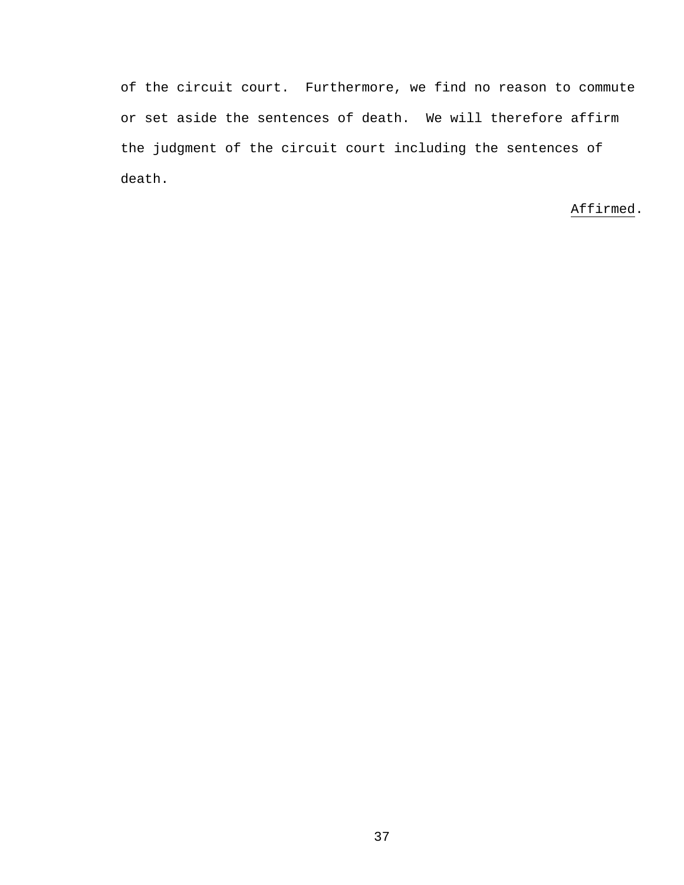of the circuit court. Furthermore, we find no reason to commute or set aside the sentences of death. We will therefore affirm the judgment of the circuit court including the sentences of death.

Affirmed.